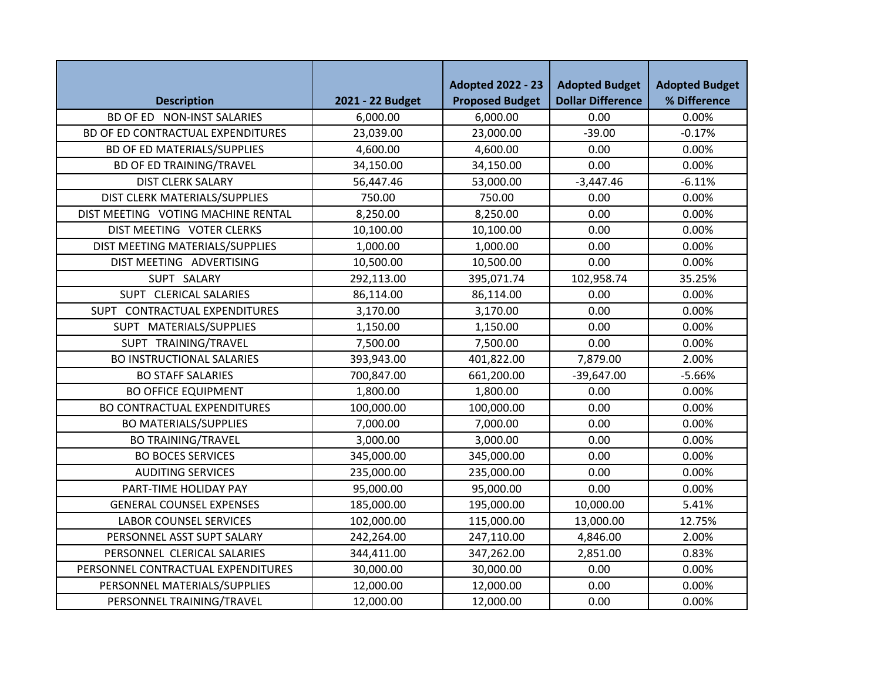| Description | 2021 - 22 Budget | Adopted 2022 - 23 Proposed Budget | Adopted Budget Dollar Difference | Adopted Budget % Difference |
|---|---|---|---|---|
| BD OF ED NON-INST SALARIES | 6,000.00 | 6,000.00 | 0.00 | 0.00% |
| BD OF ED CONTRACTUAL EXPENDITURES | 23,039.00 | 23,000.00 | -39.00 | -0.17% |
| BD OF ED MATERIALS/SUPPLIES | 4,600.00 | 4,600.00 | 0.00 | 0.00% |
| BD OF ED TRAINING/TRAVEL | 34,150.00 | 34,150.00 | 0.00 | 0.00% |
| DIST CLERK SALARY | 56,447.46 | 53,000.00 | -3,447.46 | -6.11% |
| DIST CLERK MATERIALS/SUPPLIES | 750.00 | 750.00 | 0.00 | 0.00% |
| DIST MEETING VOTING MACHINE RENTAL | 8,250.00 | 8,250.00 | 0.00 | 0.00% |
| DIST MEETING VOTER CLERKS | 10,100.00 | 10,100.00 | 0.00 | 0.00% |
| DIST MEETING MATERIALS/SUPPLIES | 1,000.00 | 1,000.00 | 0.00 | 0.00% |
| DIST MEETING ADVERTISING | 10,500.00 | 10,500.00 | 0.00 | 0.00% |
| SUPT SALARY | 292,113.00 | 395,071.74 | 102,958.74 | 35.25% |
| SUPT CLERICAL SALARIES | 86,114.00 | 86,114.00 | 0.00 | 0.00% |
| SUPT CONTRACTUAL EXPENDITURES | 3,170.00 | 3,170.00 | 0.00 | 0.00% |
| SUPT MATERIALS/SUPPLIES | 1,150.00 | 1,150.00 | 0.00 | 0.00% |
| SUPT TRAINING/TRAVEL | 7,500.00 | 7,500.00 | 0.00 | 0.00% |
| BO INSTRUCTIONAL SALARIES | 393,943.00 | 401,822.00 | 7,879.00 | 2.00% |
| BO STAFF SALARIES | 700,847.00 | 661,200.00 | -39,647.00 | -5.66% |
| BO OFFICE EQUIPMENT | 1,800.00 | 1,800.00 | 0.00 | 0.00% |
| BO CONTRACTUAL EXPENDITURES | 100,000.00 | 100,000.00 | 0.00 | 0.00% |
| BO MATERIALS/SUPPLIES | 7,000.00 | 7,000.00 | 0.00 | 0.00% |
| BO TRAINING/TRAVEL | 3,000.00 | 3,000.00 | 0.00 | 0.00% |
| BO BOCES SERVICES | 345,000.00 | 345,000.00 | 0.00 | 0.00% |
| AUDITING SERVICES | 235,000.00 | 235,000.00 | 0.00 | 0.00% |
| PART-TIME HOLIDAY PAY | 95,000.00 | 95,000.00 | 0.00 | 0.00% |
| GENERAL COUNSEL EXPENSES | 185,000.00 | 195,000.00 | 10,000.00 | 5.41% |
| LABOR COUNSEL SERVICES | 102,000.00 | 115,000.00 | 13,000.00 | 12.75% |
| PERSONNEL ASST SUPT SALARY | 242,264.00 | 247,110.00 | 4,846.00 | 2.00% |
| PERSONNEL CLERICAL SALARIES | 344,411.00 | 347,262.00 | 2,851.00 | 0.83% |
| PERSONNEL CONTRACTUAL EXPENDITURES | 30,000.00 | 30,000.00 | 0.00 | 0.00% |
| PERSONNEL MATERIALS/SUPPLIES | 12,000.00 | 12,000.00 | 0.00 | 0.00% |
| PERSONNEL TRAINING/TRAVEL | 12,000.00 | 12,000.00 | 0.00 | 0.00% |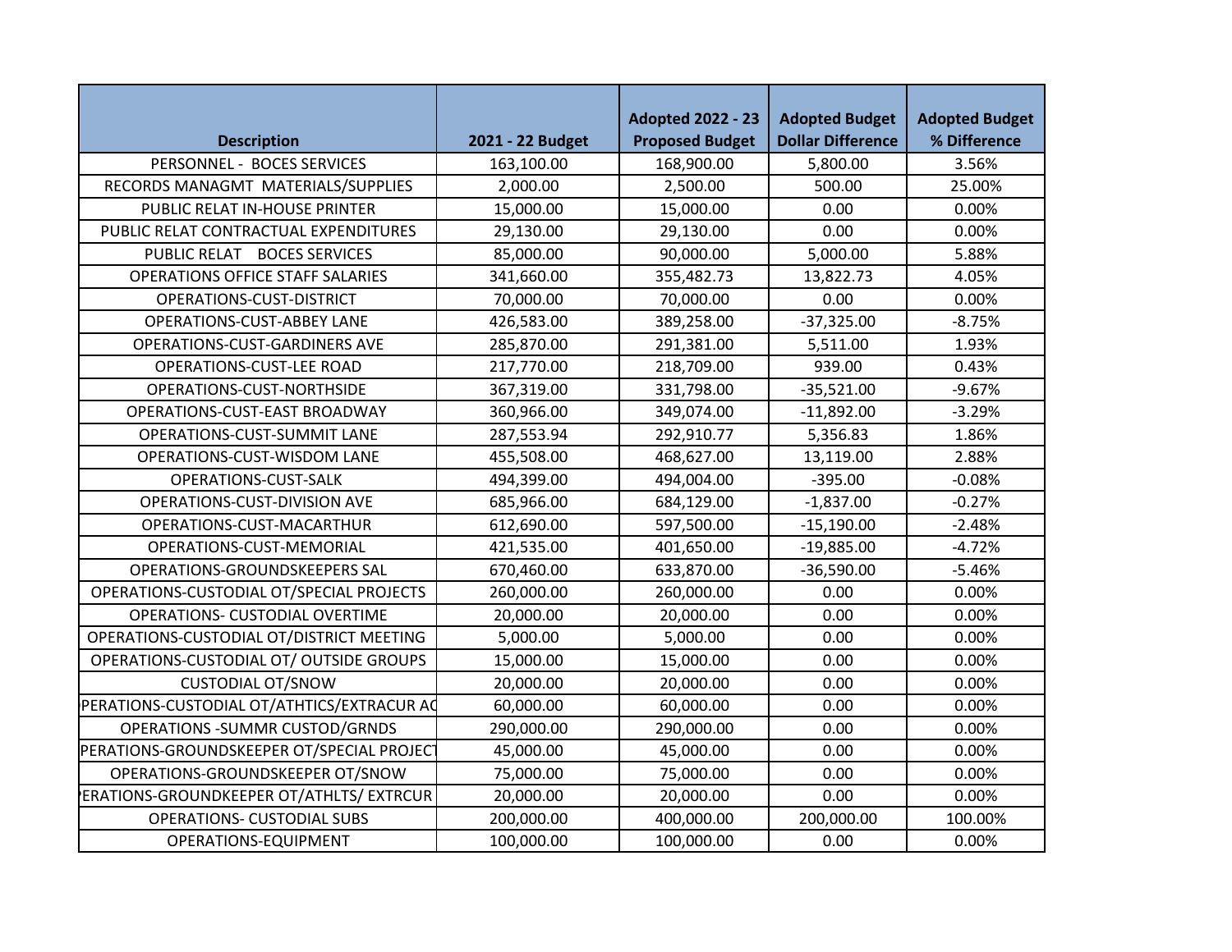| Description | 2021 - 22 Budget | Adopted 2022 - 23 Proposed Budget | Adopted Budget Dollar Difference | Adopted Budget % Difference |
|---|---|---|---|---|
| PERSONNEL - BOCES SERVICES | 163,100.00 | 168,900.00 | 5,800.00 | 3.56% |
| RECORDS MANAGMT MATERIALS/SUPPLIES | 2,000.00 | 2,500.00 | 500.00 | 25.00% |
| PUBLIC RELAT IN-HOUSE PRINTER | 15,000.00 | 15,000.00 | 0.00 | 0.00% |
| PUBLIC RELAT CONTRACTUAL EXPENDITURES | 29,130.00 | 29,130.00 | 0.00 | 0.00% |
| PUBLIC RELAT BOCES SERVICES | 85,000.00 | 90,000.00 | 5,000.00 | 5.88% |
| OPERATIONS OFFICE STAFF SALARIES | 341,660.00 | 355,482.73 | 13,822.73 | 4.05% |
| OPERATIONS-CUST-DISTRICT | 70,000.00 | 70,000.00 | 0.00 | 0.00% |
| OPERATIONS-CUST-ABBEY LANE | 426,583.00 | 389,258.00 | -37,325.00 | -8.75% |
| OPERATIONS-CUST-GARDINERS AVE | 285,870.00 | 291,381.00 | 5,511.00 | 1.93% |
| OPERATIONS-CUST-LEE ROAD | 217,770.00 | 218,709.00 | 939.00 | 0.43% |
| OPERATIONS-CUST-NORTHSIDE | 367,319.00 | 331,798.00 | -35,521.00 | -9.67% |
| OPERATIONS-CUST-EAST BROADWAY | 360,966.00 | 349,074.00 | -11,892.00 | -3.29% |
| OPERATIONS-CUST-SUMMIT LANE | 287,553.94 | 292,910.77 | 5,356.83 | 1.86% |
| OPERATIONS-CUST-WISDOM LANE | 455,508.00 | 468,627.00 | 13,119.00 | 2.88% |
| OPERATIONS-CUST-SALK | 494,399.00 | 494,004.00 | -395.00 | -0.08% |
| OPERATIONS-CUST-DIVISION AVE | 685,966.00 | 684,129.00 | -1,837.00 | -0.27% |
| OPERATIONS-CUST-MACARTHUR | 612,690.00 | 597,500.00 | -15,190.00 | -2.48% |
| OPERATIONS-CUST-MEMORIAL | 421,535.00 | 401,650.00 | -19,885.00 | -4.72% |
| OPERATIONS-GROUNDSKEEPERS SAL | 670,460.00 | 633,870.00 | -36,590.00 | -5.46% |
| OPERATIONS-CUSTODIAL OT/SPECIAL PROJECTS | 260,000.00 | 260,000.00 | 0.00 | 0.00% |
| OPERATIONS- CUSTODIAL OVERTIME | 20,000.00 | 20,000.00 | 0.00 | 0.00% |
| OPERATIONS-CUSTODIAL OT/DISTRICT MEETING | 5,000.00 | 5,000.00 | 0.00 | 0.00% |
| OPERATIONS-CUSTODIAL OT/ OUTSIDE GROUPS | 15,000.00 | 15,000.00 | 0.00 | 0.00% |
| CUSTODIAL OT/SNOW | 20,000.00 | 20,000.00 | 0.00 | 0.00% |
| PERATIONS-CUSTODIAL OT/ATHTICS/EXTRACUR AC | 60,000.00 | 60,000.00 | 0.00 | 0.00% |
| OPERATIONS -SUMMR CUSTOD/GRNDS | 290,000.00 | 290,000.00 | 0.00 | 0.00% |
| PERATIONS-GROUNDSKEEPER OT/SPECIAL PROJECT | 45,000.00 | 45,000.00 | 0.00 | 0.00% |
| OPERATIONS-GROUNDSKEEPER OT/SNOW | 75,000.00 | 75,000.00 | 0.00 | 0.00% |
| ERATIONS-GROUNDKEEPER OT/ATHLTS/ EXTRCUR | 20,000.00 | 20,000.00 | 0.00 | 0.00% |
| OPERATIONS- CUSTODIAL SUBS | 200,000.00 | 400,000.00 | 200,000.00 | 100.00% |
| OPERATIONS-EQUIPMENT | 100,000.00 | 100,000.00 | 0.00 | 0.00% |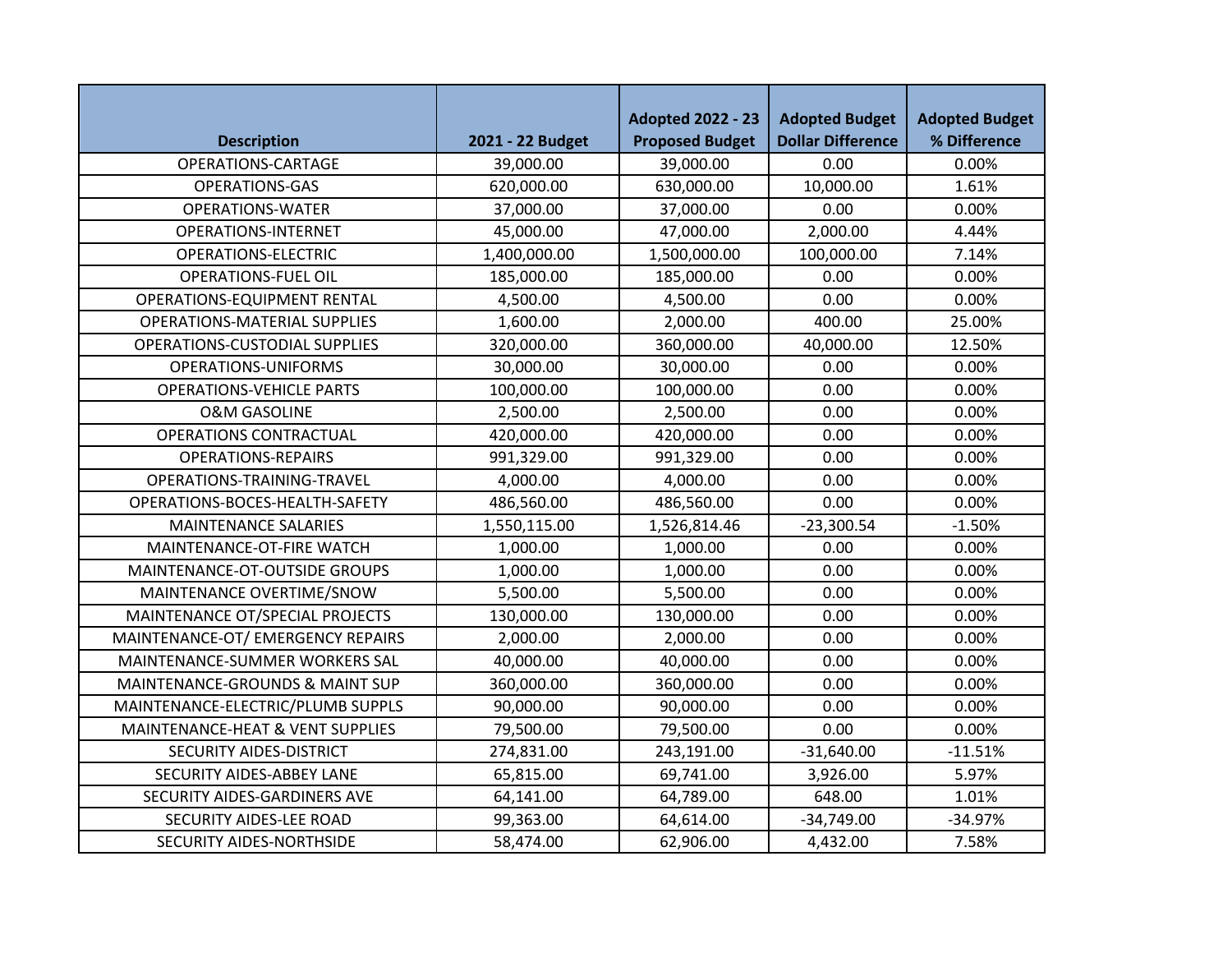| Description | 2021 - 22 Budget | Adopted 2022 - 23 Proposed Budget | Adopted Budget Dollar Difference | Adopted Budget % Difference |
|---|---|---|---|---|
| OPERATIONS-CARTAGE | 39,000.00 | 39,000.00 | 0.00 | 0.00% |
| OPERATIONS-GAS | 620,000.00 | 630,000.00 | 10,000.00 | 1.61% |
| OPERATIONS-WATER | 37,000.00 | 37,000.00 | 0.00 | 0.00% |
| OPERATIONS-INTERNET | 45,000.00 | 47,000.00 | 2,000.00 | 4.44% |
| OPERATIONS-ELECTRIC | 1,400,000.00 | 1,500,000.00 | 100,000.00 | 7.14% |
| OPERATIONS-FUEL OIL | 185,000.00 | 185,000.00 | 0.00 | 0.00% |
| OPERATIONS-EQUIPMENT RENTAL | 4,500.00 | 4,500.00 | 0.00 | 0.00% |
| OPERATIONS-MATERIAL SUPPLIES | 1,600.00 | 2,000.00 | 400.00 | 25.00% |
| OPERATIONS-CUSTODIAL SUPPLIES | 320,000.00 | 360,000.00 | 40,000.00 | 12.50% |
| OPERATIONS-UNIFORMS | 30,000.00 | 30,000.00 | 0.00 | 0.00% |
| OPERATIONS-VEHICLE PARTS | 100,000.00 | 100,000.00 | 0.00 | 0.00% |
| O&M GASOLINE | 2,500.00 | 2,500.00 | 0.00 | 0.00% |
| OPERATIONS CONTRACTUAL | 420,000.00 | 420,000.00 | 0.00 | 0.00% |
| OPERATIONS-REPAIRS | 991,329.00 | 991,329.00 | 0.00 | 0.00% |
| OPERATIONS-TRAINING-TRAVEL | 4,000.00 | 4,000.00 | 0.00 | 0.00% |
| OPERATIONS-BOCES-HEALTH-SAFETY | 486,560.00 | 486,560.00 | 0.00 | 0.00% |
| MAINTENANCE SALARIES | 1,550,115.00 | 1,526,814.46 | -23,300.54 | -1.50% |
| MAINTENANCE-OT-FIRE WATCH | 1,000.00 | 1,000.00 | 0.00 | 0.00% |
| MAINTENANCE-OT-OUTSIDE GROUPS | 1,000.00 | 1,000.00 | 0.00 | 0.00% |
| MAINTENANCE OVERTIME/SNOW | 5,500.00 | 5,500.00 | 0.00 | 0.00% |
| MAINTENANCE OT/SPECIAL PROJECTS | 130,000.00 | 130,000.00 | 0.00 | 0.00% |
| MAINTENANCE-OT/ EMERGENCY REPAIRS | 2,000.00 | 2,000.00 | 0.00 | 0.00% |
| MAINTENANCE-SUMMER WORKERS SAL | 40,000.00 | 40,000.00 | 0.00 | 0.00% |
| MAINTENANCE-GROUNDS & MAINT SUP | 360,000.00 | 360,000.00 | 0.00 | 0.00% |
| MAINTENANCE-ELECTRIC/PLUMB SUPPLS | 90,000.00 | 90,000.00 | 0.00 | 0.00% |
| MAINTENANCE-HEAT & VENT SUPPLIES | 79,500.00 | 79,500.00 | 0.00 | 0.00% |
| SECURITY AIDES-DISTRICT | 274,831.00 | 243,191.00 | -31,640.00 | -11.51% |
| SECURITY AIDES-ABBEY LANE | 65,815.00 | 69,741.00 | 3,926.00 | 5.97% |
| SECURITY AIDES-GARDINERS AVE | 64,141.00 | 64,789.00 | 648.00 | 1.01% |
| SECURITY AIDES-LEE ROAD | 99,363.00 | 64,614.00 | -34,749.00 | -34.97% |
| SECURITY AIDES-NORTHSIDE | 58,474.00 | 62,906.00 | 4,432.00 | 7.58% |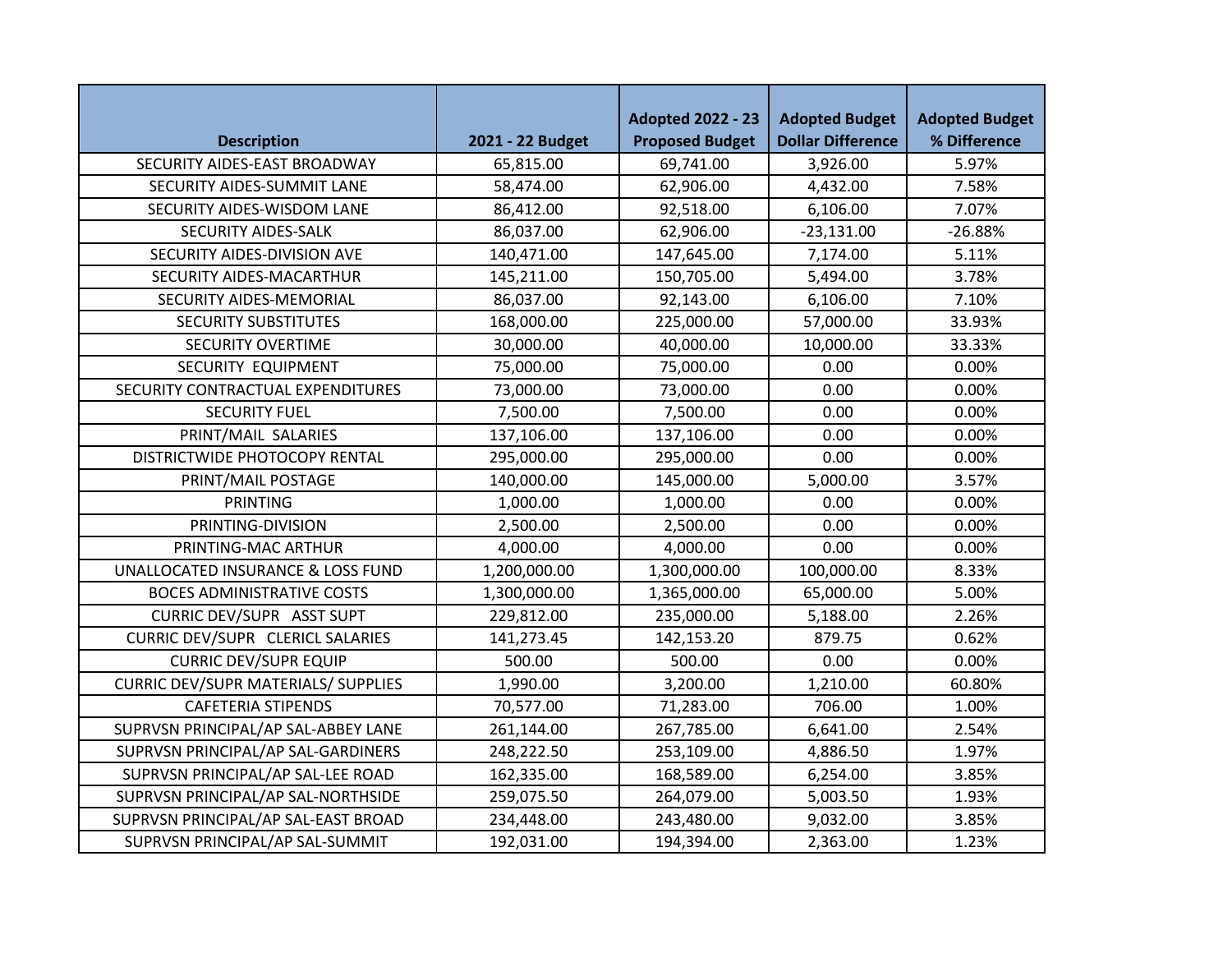| Description | 2021 - 22 Budget | Adopted 2022 - 23 Proposed Budget | Adopted Budget Dollar Difference | Adopted Budget % Difference |
|---|---|---|---|---|
| SECURITY AIDES-EAST BROADWAY | 65,815.00 | 69,741.00 | 3,926.00 | 5.97% |
| SECURITY AIDES-SUMMIT LANE | 58,474.00 | 62,906.00 | 4,432.00 | 7.58% |
| SECURITY AIDES-WISDOM LANE | 86,412.00 | 92,518.00 | 6,106.00 | 7.07% |
| SECURITY AIDES-SALK | 86,037.00 | 62,906.00 | -23,131.00 | -26.88% |
| SECURITY AIDES-DIVISION AVE | 140,471.00 | 147,645.00 | 7,174.00 | 5.11% |
| SECURITY AIDES-MACARTHUR | 145,211.00 | 150,705.00 | 5,494.00 | 3.78% |
| SECURITY AIDES-MEMORIAL | 86,037.00 | 92,143.00 | 6,106.00 | 7.10% |
| SECURITY SUBSTITUTES | 168,000.00 | 225,000.00 | 57,000.00 | 33.93% |
| SECURITY OVERTIME | 30,000.00 | 40,000.00 | 10,000.00 | 33.33% |
| SECURITY EQUIPMENT | 75,000.00 | 75,000.00 | 0.00 | 0.00% |
| SECURITY CONTRACTUAL EXPENDITURES | 73,000.00 | 73,000.00 | 0.00 | 0.00% |
| SECURITY FUEL | 7,500.00 | 7,500.00 | 0.00 | 0.00% |
| PRINT/MAIL SALARIES | 137,106.00 | 137,106.00 | 0.00 | 0.00% |
| DISTRICTWIDE PHOTOCOPY RENTAL | 295,000.00 | 295,000.00 | 0.00 | 0.00% |
| PRINT/MAIL POSTAGE | 140,000.00 | 145,000.00 | 5,000.00 | 3.57% |
| PRINTING | 1,000.00 | 1,000.00 | 0.00 | 0.00% |
| PRINTING-DIVISION | 2,500.00 | 2,500.00 | 0.00 | 0.00% |
| PRINTING-MAC ARTHUR | 4,000.00 | 4,000.00 | 0.00 | 0.00% |
| UNALLOCATED INSURANCE & LOSS FUND | 1,200,000.00 | 1,300,000.00 | 100,000.00 | 8.33% |
| BOCES ADMINISTRATIVE COSTS | 1,300,000.00 | 1,365,000.00 | 65,000.00 | 5.00% |
| CURRIC DEV/SUPR ASST SUPT | 229,812.00 | 235,000.00 | 5,188.00 | 2.26% |
| CURRIC DEV/SUPR CLERICL SALARIES | 141,273.45 | 142,153.20 | 879.75 | 0.62% |
| CURRIC DEV/SUPR EQUIP | 500.00 | 500.00 | 0.00 | 0.00% |
| CURRIC DEV/SUPR MATERIALS/ SUPPLIES | 1,990.00 | 3,200.00 | 1,210.00 | 60.80% |
| CAFETERIA STIPENDS | 70,577.00 | 71,283.00 | 706.00 | 1.00% |
| SUPRVSN PRINCIPAL/AP SAL-ABBEY LANE | 261,144.00 | 267,785.00 | 6,641.00 | 2.54% |
| SUPRVSN PRINCIPAL/AP SAL-GARDINERS | 248,222.50 | 253,109.00 | 4,886.50 | 1.97% |
| SUPRVSN PRINCIPAL/AP SAL-LEE ROAD | 162,335.00 | 168,589.00 | 6,254.00 | 3.85% |
| SUPRVSN PRINCIPAL/AP SAL-NORTHSIDE | 259,075.50 | 264,079.00 | 5,003.50 | 1.93% |
| SUPRVSN PRINCIPAL/AP SAL-EAST BROAD | 234,448.00 | 243,480.00 | 9,032.00 | 3.85% |
| SUPRVSN PRINCIPAL/AP SAL-SUMMIT | 192,031.00 | 194,394.00 | 2,363.00 | 1.23% |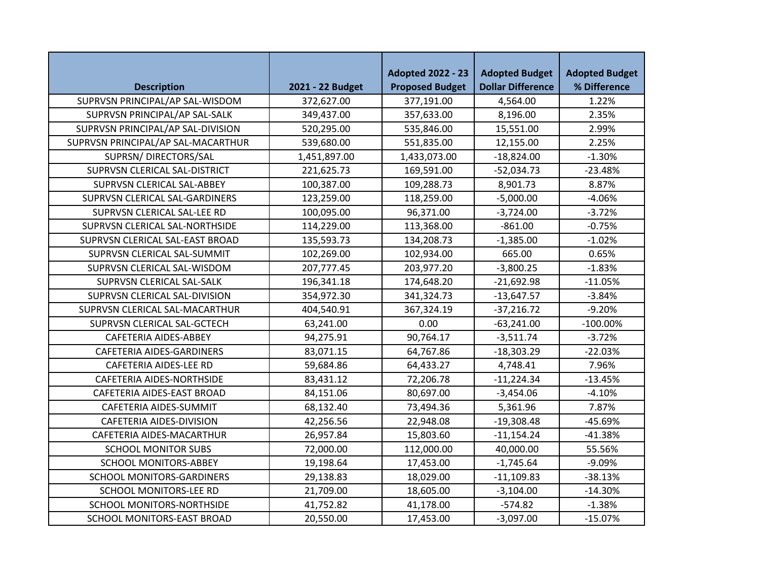| Description | 2021 - 22 Budget | Adopted 2022 - 23 Proposed Budget | Adopted Budget Dollar Difference | Adopted Budget % Difference |
|---|---|---|---|---|
| SUPRVSN PRINCIPAL/AP SAL-WISDOM | 372,627.00 | 377,191.00 | 4,564.00 | 1.22% |
| SUPRVSN PRINCIPAL/AP SAL-SALK | 349,437.00 | 357,633.00 | 8,196.00 | 2.35% |
| SUPRVSN PRINCIPAL/AP SAL-DIVISION | 520,295.00 | 535,846.00 | 15,551.00 | 2.99% |
| SUPRVSN PRINCIPAL/AP SAL-MACARTHUR | 539,680.00 | 551,835.00 | 12,155.00 | 2.25% |
| SUPRSN/ DIRECTORS/SAL | 1,451,897.00 | 1,433,073.00 | -18,824.00 | -1.30% |
| SUPRVSN CLERICAL SAL-DISTRICT | 221,625.73 | 169,591.00 | -52,034.73 | -23.48% |
| SUPRVSN CLERICAL SAL-ABBEY | 100,387.00 | 109,288.73 | 8,901.73 | 8.87% |
| SUPRVSN CLERICAL SAL-GARDINERS | 123,259.00 | 118,259.00 | -5,000.00 | -4.06% |
| SUPRVSN CLERICAL SAL-LEE RD | 100,095.00 | 96,371.00 | -3,724.00 | -3.72% |
| SUPRVSN CLERICAL SAL-NORTHSIDE | 114,229.00 | 113,368.00 | -861.00 | -0.75% |
| SUPRVSN CLERICAL SAL-EAST BROAD | 135,593.73 | 134,208.73 | -1,385.00 | -1.02% |
| SUPRVSN CLERICAL SAL-SUMMIT | 102,269.00 | 102,934.00 | 665.00 | 0.65% |
| SUPRVSN CLERICAL SAL-WISDOM | 207,777.45 | 203,977.20 | -3,800.25 | -1.83% |
| SUPRVSN CLERICAL SAL-SALK | 196,341.18 | 174,648.20 | -21,692.98 | -11.05% |
| SUPRVSN CLERICAL SAL-DIVISION | 354,972.30 | 341,324.73 | -13,647.57 | -3.84% |
| SUPRVSN CLERICAL SAL-MACARTHUR | 404,540.91 | 367,324.19 | -37,216.72 | -9.20% |
| SUPRVSN CLERICAL SAL-GCTECH | 63,241.00 | 0.00 | -63,241.00 | -100.00% |
| CAFETERIA AIDES-ABBEY | 94,275.91 | 90,764.17 | -3,511.74 | -3.72% |
| CAFETERIA AIDES-GARDINERS | 83,071.15 | 64,767.86 | -18,303.29 | -22.03% |
| CAFETERIA AIDES-LEE RD | 59,684.86 | 64,433.27 | 4,748.41 | 7.96% |
| CAFETERIA AIDES-NORTHSIDE | 83,431.12 | 72,206.78 | -11,224.34 | -13.45% |
| CAFETERIA AIDES-EAST BROAD | 84,151.06 | 80,697.00 | -3,454.06 | -4.10% |
| CAFETERIA AIDES-SUMMIT | 68,132.40 | 73,494.36 | 5,361.96 | 7.87% |
| CAFETERIA AIDES-DIVISION | 42,256.56 | 22,948.08 | -19,308.48 | -45.69% |
| CAFETERIA AIDES-MACARTHUR | 26,957.84 | 15,803.60 | -11,154.24 | -41.38% |
| SCHOOL MONITOR SUBS | 72,000.00 | 112,000.00 | 40,000.00 | 55.56% |
| SCHOOL MONITORS-ABBEY | 19,198.64 | 17,453.00 | -1,745.64 | -9.09% |
| SCHOOL MONITORS-GARDINERS | 29,138.83 | 18,029.00 | -11,109.83 | -38.13% |
| SCHOOL MONITORS-LEE RD | 21,709.00 | 18,605.00 | -3,104.00 | -14.30% |
| SCHOOL MONITORS-NORTHSIDE | 41,752.82 | 41,178.00 | -574.82 | -1.38% |
| SCHOOL MONITORS-EAST BROAD | 20,550.00 | 17,453.00 | -3,097.00 | -15.07% |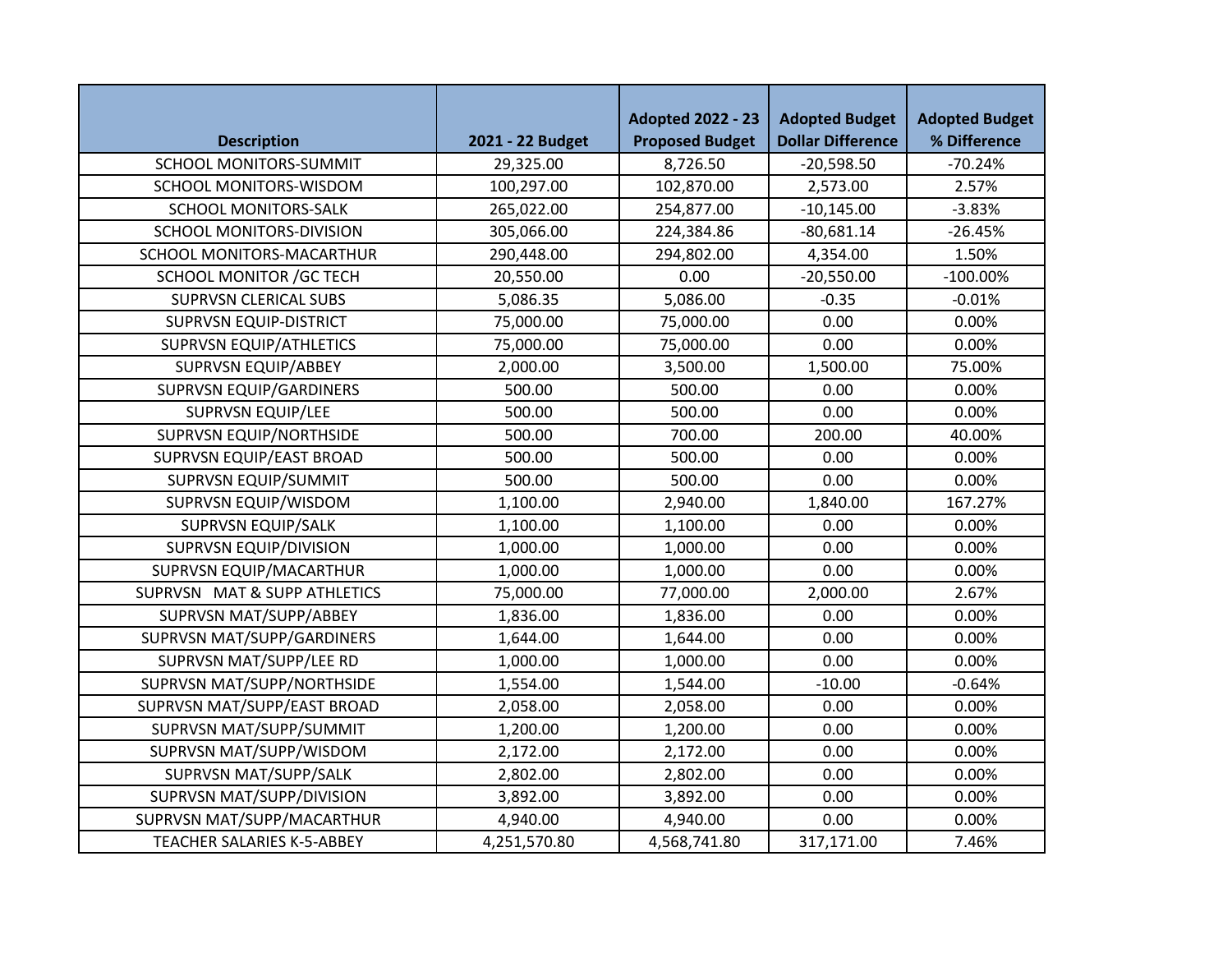| Description | 2021 - 22 Budget | Adopted 2022 - 23 Proposed Budget | Adopted Budget Dollar Difference | Adopted Budget % Difference |
|---|---|---|---|---|
| SCHOOL MONITORS-SUMMIT | 29,325.00 | 8,726.50 | -20,598.50 | -70.24% |
| SCHOOL MONITORS-WISDOM | 100,297.00 | 102,870.00 | 2,573.00 | 2.57% |
| SCHOOL MONITORS-SALK | 265,022.00 | 254,877.00 | -10,145.00 | -3.83% |
| SCHOOL MONITORS-DIVISION | 305,066.00 | 224,384.86 | -80,681.14 | -26.45% |
| SCHOOL MONITORS-MACARTHUR | 290,448.00 | 294,802.00 | 4,354.00 | 1.50% |
| SCHOOL MONITOR /GC TECH | 20,550.00 | 0.00 | -20,550.00 | -100.00% |
| SUPRVSN CLERICAL SUBS | 5,086.35 | 5,086.00 | -0.35 | -0.01% |
| SUPRVSN EQUIP-DISTRICT | 75,000.00 | 75,000.00 | 0.00 | 0.00% |
| SUPRVSN EQUIP/ATHLETICS | 75,000.00 | 75,000.00 | 0.00 | 0.00% |
| SUPRVSN EQUIP/ABBEY | 2,000.00 | 3,500.00 | 1,500.00 | 75.00% |
| SUPRVSN EQUIP/GARDINERS | 500.00 | 500.00 | 0.00 | 0.00% |
| SUPRVSN EQUIP/LEE | 500.00 | 500.00 | 0.00 | 0.00% |
| SUPRVSN EQUIP/NORTHSIDE | 500.00 | 700.00 | 200.00 | 40.00% |
| SUPRVSN EQUIP/EAST BROAD | 500.00 | 500.00 | 0.00 | 0.00% |
| SUPRVSN EQUIP/SUMMIT | 500.00 | 500.00 | 0.00 | 0.00% |
| SUPRVSN EQUIP/WISDOM | 1,100.00 | 2,940.00 | 1,840.00 | 167.27% |
| SUPRVSN EQUIP/SALK | 1,100.00 | 1,100.00 | 0.00 | 0.00% |
| SUPRVSN EQUIP/DIVISION | 1,000.00 | 1,000.00 | 0.00 | 0.00% |
| SUPRVSN EQUIP/MACARTHUR | 1,000.00 | 1,000.00 | 0.00 | 0.00% |
| SUPRVSN MAT & SUPP ATHLETICS | 75,000.00 | 77,000.00 | 2,000.00 | 2.67% |
| SUPRVSN MAT/SUPP/ABBEY | 1,836.00 | 1,836.00 | 0.00 | 0.00% |
| SUPRVSN MAT/SUPP/GARDINERS | 1,644.00 | 1,644.00 | 0.00 | 0.00% |
| SUPRVSN MAT/SUPP/LEE RD | 1,000.00 | 1,000.00 | 0.00 | 0.00% |
| SUPRVSN MAT/SUPP/NORTHSIDE | 1,554.00 | 1,544.00 | -10.00 | -0.64% |
| SUPRVSN MAT/SUPP/EAST BROAD | 2,058.00 | 2,058.00 | 0.00 | 0.00% |
| SUPRVSN MAT/SUPP/SUMMIT | 1,200.00 | 1,200.00 | 0.00 | 0.00% |
| SUPRVSN MAT/SUPP/WISDOM | 2,172.00 | 2,172.00 | 0.00 | 0.00% |
| SUPRVSN MAT/SUPP/SALK | 2,802.00 | 2,802.00 | 0.00 | 0.00% |
| SUPRVSN MAT/SUPP/DIVISION | 3,892.00 | 3,892.00 | 0.00 | 0.00% |
| SUPRVSN MAT/SUPP/MACARTHUR | 4,940.00 | 4,940.00 | 0.00 | 0.00% |
| TEACHER SALARIES K-5-ABBEY | 4,251,570.80 | 4,568,741.80 | 317,171.00 | 7.46% |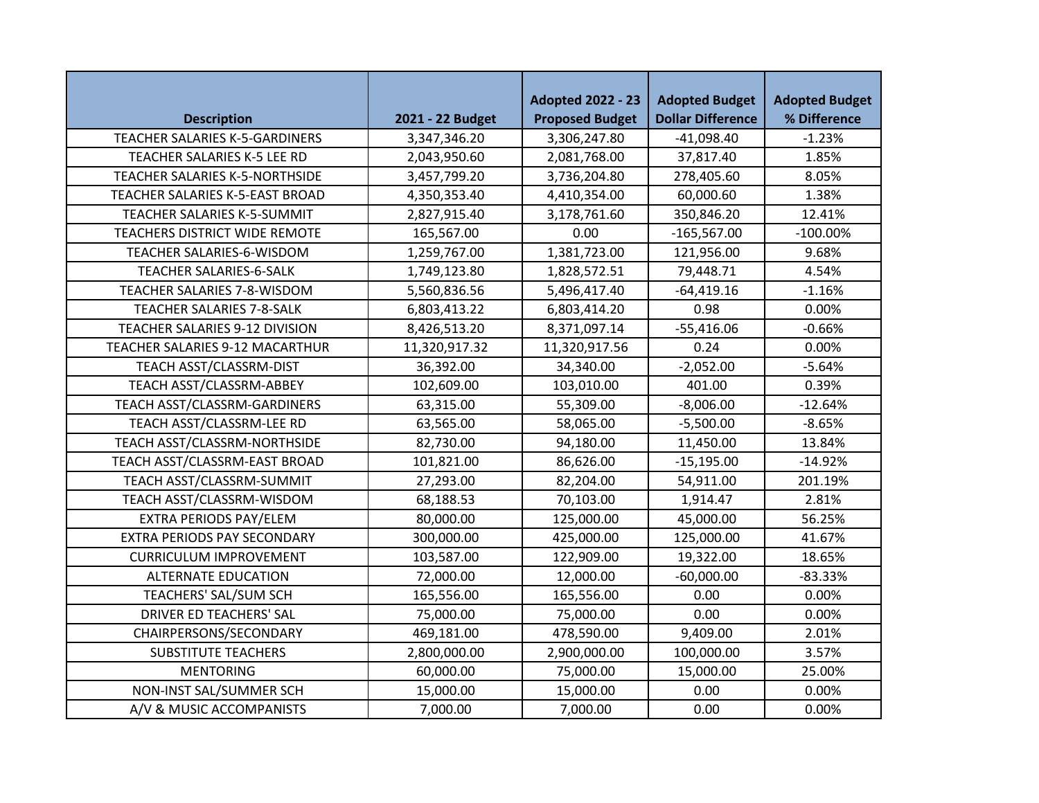| Description | 2021 - 22 Budget | Adopted 2022 - 23 Proposed Budget | Adopted Budget Dollar Difference | Adopted Budget % Difference |
|---|---|---|---|---|
| TEACHER SALARIES K-5-GARDINERS | 3,347,346.20 | 3,306,247.80 | -41,098.40 | -1.23% |
| TEACHER SALARIES K-5 LEE RD | 2,043,950.60 | 2,081,768.00 | 37,817.40 | 1.85% |
| TEACHER SALARIES K-5-NORTHSIDE | 3,457,799.20 | 3,736,204.80 | 278,405.60 | 8.05% |
| TEACHER SALARIES K-5-EAST BROAD | 4,350,353.40 | 4,410,354.00 | 60,000.60 | 1.38% |
| TEACHER SALARIES K-5-SUMMIT | 2,827,915.40 | 3,178,761.60 | 350,846.20 | 12.41% |
| TEACHERS DISTRICT WIDE REMOTE | 165,567.00 | 0.00 | -165,567.00 | -100.00% |
| TEACHER SALARIES-6-WISDOM | 1,259,767.00 | 1,381,723.00 | 121,956.00 | 9.68% |
| TEACHER SALARIES-6-SALK | 1,749,123.80 | 1,828,572.51 | 79,448.71 | 4.54% |
| TEACHER SALARIES 7-8-WISDOM | 5,560,836.56 | 5,496,417.40 | -64,419.16 | -1.16% |
| TEACHER SALARIES 7-8-SALK | 6,803,413.22 | 6,803,414.20 | 0.98 | 0.00% |
| TEACHER SALARIES 9-12 DIVISION | 8,426,513.20 | 8,371,097.14 | -55,416.06 | -0.66% |
| TEACHER SALARIES 9-12 MACARTHUR | 11,320,917.32 | 11,320,917.56 | 0.24 | 0.00% |
| TEACH ASST/CLASSRM-DIST | 36,392.00 | 34,340.00 | -2,052.00 | -5.64% |
| TEACH ASST/CLASSRM-ABBEY | 102,609.00 | 103,010.00 | 401.00 | 0.39% |
| TEACH ASST/CLASSRM-GARDINERS | 63,315.00 | 55,309.00 | -8,006.00 | -12.64% |
| TEACH ASST/CLASSRM-LEE RD | 63,565.00 | 58,065.00 | -5,500.00 | -8.65% |
| TEACH ASST/CLASSRM-NORTHSIDE | 82,730.00 | 94,180.00 | 11,450.00 | 13.84% |
| TEACH ASST/CLASSRM-EAST BROAD | 101,821.00 | 86,626.00 | -15,195.00 | -14.92% |
| TEACH ASST/CLASSRM-SUMMIT | 27,293.00 | 82,204.00 | 54,911.00 | 201.19% |
| TEACH ASST/CLASSRM-WISDOM | 68,188.53 | 70,103.00 | 1,914.47 | 2.81% |
| EXTRA PERIODS PAY/ELEM | 80,000.00 | 125,000.00 | 45,000.00 | 56.25% |
| EXTRA PERIODS PAY SECONDARY | 300,000.00 | 425,000.00 | 125,000.00 | 41.67% |
| CURRICULUM IMPROVEMENT | 103,587.00 | 122,909.00 | 19,322.00 | 18.65% |
| ALTERNATE EDUCATION | 72,000.00 | 12,000.00 | -60,000.00 | -83.33% |
| TEACHERS' SAL/SUM SCH | 165,556.00 | 165,556.00 | 0.00 | 0.00% |
| DRIVER ED TEACHERS' SAL | 75,000.00 | 75,000.00 | 0.00 | 0.00% |
| CHAIRPERSONS/SECONDARY | 469,181.00 | 478,590.00 | 9,409.00 | 2.01% |
| SUBSTITUTE TEACHERS | 2,800,000.00 | 2,900,000.00 | 100,000.00 | 3.57% |
| MENTORING | 60,000.00 | 75,000.00 | 15,000.00 | 25.00% |
| NON-INST SAL/SUMMER SCH | 15,000.00 | 15,000.00 | 0.00 | 0.00% |
| A/V & MUSIC ACCOMPANISTS | 7,000.00 | 7,000.00 | 0.00 | 0.00% |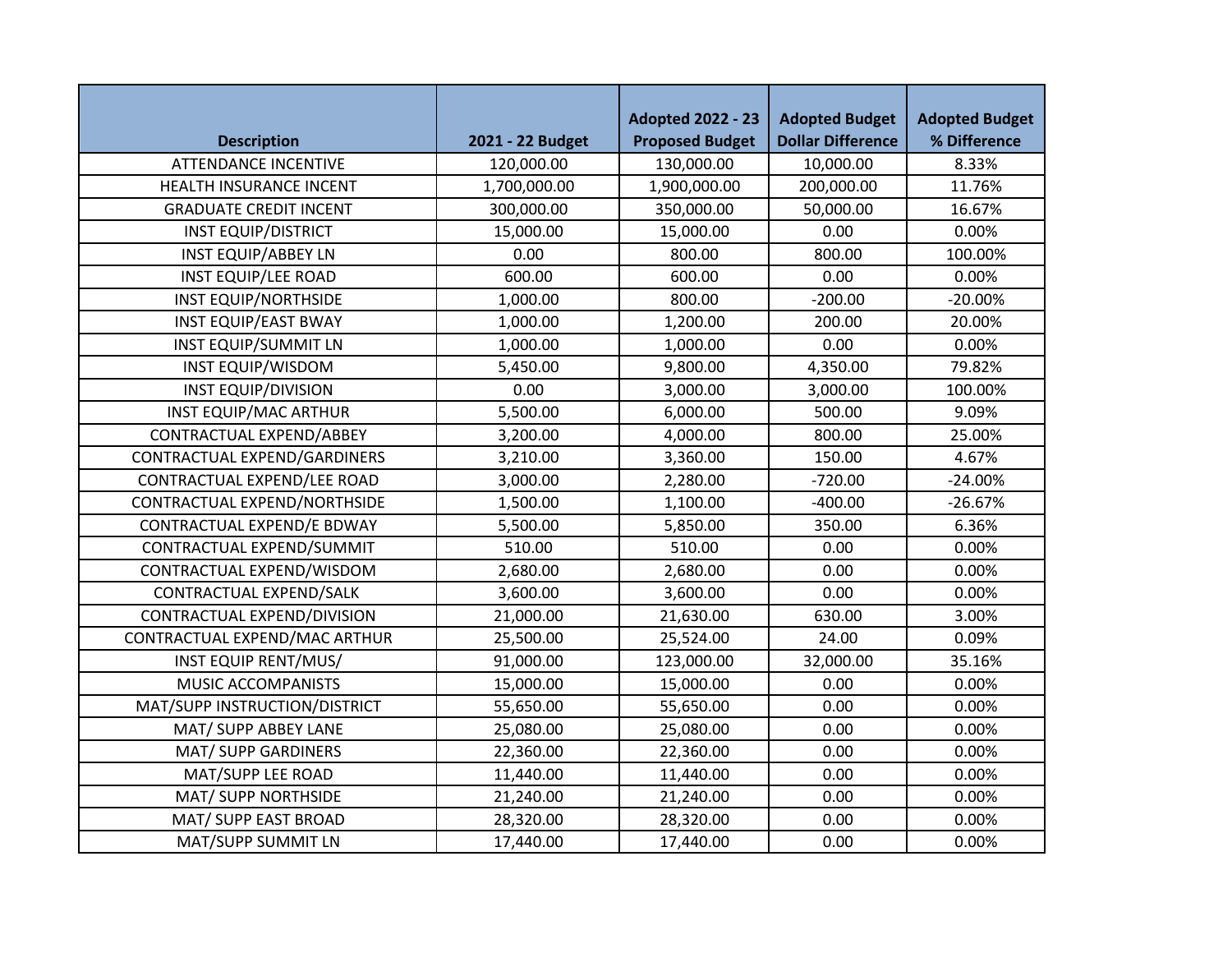| Description | 2021 - 22 Budget | Adopted 2022 - 23 Proposed Budget | Adopted Budget Dollar Difference | Adopted Budget % Difference |
|---|---|---|---|---|
| ATTENDANCE INCENTIVE | 120,000.00 | 130,000.00 | 10,000.00 | 8.33% |
| HEALTH INSURANCE INCENT | 1,700,000.00 | 1,900,000.00 | 200,000.00 | 11.76% |
| GRADUATE CREDIT INCENT | 300,000.00 | 350,000.00 | 50,000.00 | 16.67% |
| INST EQUIP/DISTRICT | 15,000.00 | 15,000.00 | 0.00 | 0.00% |
| INST EQUIP/ABBEY LN | 0.00 | 800.00 | 800.00 | 100.00% |
| INST EQUIP/LEE ROAD | 600.00 | 600.00 | 0.00 | 0.00% |
| INST EQUIP/NORTHSIDE | 1,000.00 | 800.00 | -200.00 | -20.00% |
| INST EQUIP/EAST BWAY | 1,000.00 | 1,200.00 | 200.00 | 20.00% |
| INST EQUIP/SUMMIT LN | 1,000.00 | 1,000.00 | 0.00 | 0.00% |
| INST EQUIP/WISDOM | 5,450.00 | 9,800.00 | 4,350.00 | 79.82% |
| INST EQUIP/DIVISION | 0.00 | 3,000.00 | 3,000.00 | 100.00% |
| INST EQUIP/MAC ARTHUR | 5,500.00 | 6,000.00 | 500.00 | 9.09% |
| CONTRACTUAL EXPEND/ABBEY | 3,200.00 | 4,000.00 | 800.00 | 25.00% |
| CONTRACTUAL EXPEND/GARDINERS | 3,210.00 | 3,360.00 | 150.00 | 4.67% |
| CONTRACTUAL EXPEND/LEE ROAD | 3,000.00 | 2,280.00 | -720.00 | -24.00% |
| CONTRACTUAL EXPEND/NORTHSIDE | 1,500.00 | 1,100.00 | -400.00 | -26.67% |
| CONTRACTUAL EXPEND/E BDWAY | 5,500.00 | 5,850.00 | 350.00 | 6.36% |
| CONTRACTUAL EXPEND/SUMMIT | 510.00 | 510.00 | 0.00 | 0.00% |
| CONTRACTUAL EXPEND/WISDOM | 2,680.00 | 2,680.00 | 0.00 | 0.00% |
| CONTRACTUAL EXPEND/SALK | 3,600.00 | 3,600.00 | 0.00 | 0.00% |
| CONTRACTUAL EXPEND/DIVISION | 21,000.00 | 21,630.00 | 630.00 | 3.00% |
| CONTRACTUAL EXPEND/MAC ARTHUR | 25,500.00 | 25,524.00 | 24.00 | 0.09% |
| INST EQUIP RENT/MUS/ | 91,000.00 | 123,000.00 | 32,000.00 | 35.16% |
| MUSIC ACCOMPANISTS | 15,000.00 | 15,000.00 | 0.00 | 0.00% |
| MAT/SUPP INSTRUCTION/DISTRICT | 55,650.00 | 55,650.00 | 0.00 | 0.00% |
| MAT/ SUPP ABBEY LANE | 25,080.00 | 25,080.00 | 0.00 | 0.00% |
| MAT/ SUPP GARDINERS | 22,360.00 | 22,360.00 | 0.00 | 0.00% |
| MAT/SUPP LEE ROAD | 11,440.00 | 11,440.00 | 0.00 | 0.00% |
| MAT/ SUPP NORTHSIDE | 21,240.00 | 21,240.00 | 0.00 | 0.00% |
| MAT/ SUPP EAST BROAD | 28,320.00 | 28,320.00 | 0.00 | 0.00% |
| MAT/SUPP SUMMIT LN | 17,440.00 | 17,440.00 | 0.00 | 0.00% |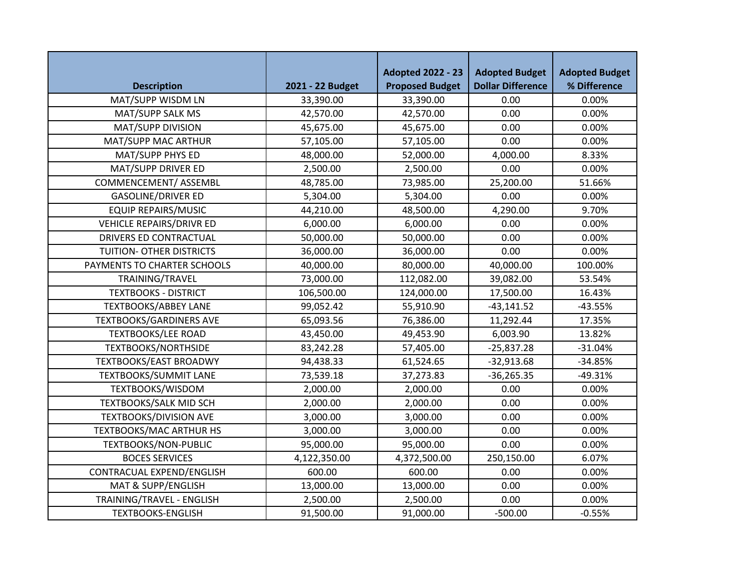| Description | 2021 - 22 Budget | Adopted 2022 - 23 Proposed Budget | Adopted Budget Dollar Difference | Adopted Budget % Difference |
|---|---|---|---|---|
| MAT/SUPP WISDM LN | 33,390.00 | 33,390.00 | 0.00 | 0.00% |
| MAT/SUPP SALK MS | 42,570.00 | 42,570.00 | 0.00 | 0.00% |
| MAT/SUPP DIVISION | 45,675.00 | 45,675.00 | 0.00 | 0.00% |
| MAT/SUPP MAC ARTHUR | 57,105.00 | 57,105.00 | 0.00 | 0.00% |
| MAT/SUPP PHYS ED | 48,000.00 | 52,000.00 | 4,000.00 | 8.33% |
| MAT/SUPP DRIVER ED | 2,500.00 | 2,500.00 | 0.00 | 0.00% |
| COMMENCEMENT/ ASSEMBL | 48,785.00 | 73,985.00 | 25,200.00 | 51.66% |
| GASOLINE/DRIVER ED | 5,304.00 | 5,304.00 | 0.00 | 0.00% |
| EQUIP REPAIRS/MUSIC | 44,210.00 | 48,500.00 | 4,290.00 | 9.70% |
| VEHICLE REPAIRS/DRIVR ED | 6,000.00 | 6,000.00 | 0.00 | 0.00% |
| DRIVERS ED CONTRACTUAL | 50,000.00 | 50,000.00 | 0.00 | 0.00% |
| TUITION- OTHER DISTRICTS | 36,000.00 | 36,000.00 | 0.00 | 0.00% |
| PAYMENTS TO CHARTER SCHOOLS | 40,000.00 | 80,000.00 | 40,000.00 | 100.00% |
| TRAINING/TRAVEL | 73,000.00 | 112,082.00 | 39,082.00 | 53.54% |
| TEXTBOOKS - DISTRICT | 106,500.00 | 124,000.00 | 17,500.00 | 16.43% |
| TEXTBOOKS/ABBEY LANE | 99,052.42 | 55,910.90 | -43,141.52 | -43.55% |
| TEXTBOOKS/GARDINERS AVE | 65,093.56 | 76,386.00 | 11,292.44 | 17.35% |
| TEXTBOOKS/LEE ROAD | 43,450.00 | 49,453.90 | 6,003.90 | 13.82% |
| TEXTBOOKS/NORTHSIDE | 83,242.28 | 57,405.00 | -25,837.28 | -31.04% |
| TEXTBOOKS/EAST BROADWY | 94,438.33 | 61,524.65 | -32,913.68 | -34.85% |
| TEXTBOOKS/SUMMIT LANE | 73,539.18 | 37,273.83 | -36,265.35 | -49.31% |
| TEXTBOOKS/WISDOM | 2,000.00 | 2,000.00 | 0.00 | 0.00% |
| TEXTBOOKS/SALK MID SCH | 2,000.00 | 2,000.00 | 0.00 | 0.00% |
| TEXTBOOKS/DIVISION AVE | 3,000.00 | 3,000.00 | 0.00 | 0.00% |
| TEXTBOOKS/MAC ARTHUR HS | 3,000.00 | 3,000.00 | 0.00 | 0.00% |
| TEXTBOOKS/NON-PUBLIC | 95,000.00 | 95,000.00 | 0.00 | 0.00% |
| BOCES SERVICES | 4,122,350.00 | 4,372,500.00 | 250,150.00 | 6.07% |
| CONTRACUAL EXPEND/ENGLISH | 600.00 | 600.00 | 0.00 | 0.00% |
| MAT & SUPP/ENGLISH | 13,000.00 | 13,000.00 | 0.00 | 0.00% |
| TRAINING/TRAVEL - ENGLISH | 2,500.00 | 2,500.00 | 0.00 | 0.00% |
| TEXTBOOKS-ENGLISH | 91,500.00 | 91,000.00 | -500.00 | -0.55% |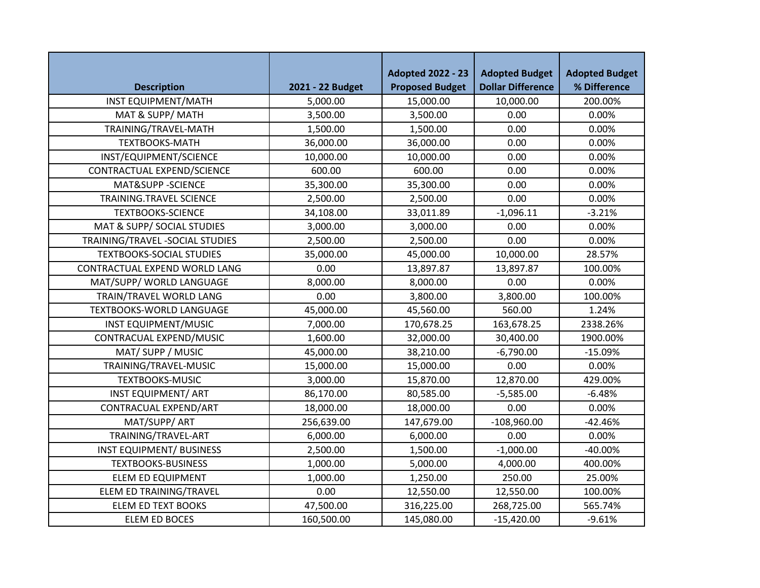| Description | 2021 - 22 Budget | Adopted 2022 - 23 Proposed Budget | Adopted Budget Dollar Difference | Adopted Budget % Difference |
|---|---|---|---|---|
| INST EQUIPMENT/MATH | 5,000.00 | 15,000.00 | 10,000.00 | 200.00% |
| MAT & SUPP/ MATH | 3,500.00 | 3,500.00 | 0.00 | 0.00% |
| TRAINING/TRAVEL-MATH | 1,500.00 | 1,500.00 | 0.00 | 0.00% |
| TEXTBOOKS-MATH | 36,000.00 | 36,000.00 | 0.00 | 0.00% |
| INST/EQUIPMENT/SCIENCE | 10,000.00 | 10,000.00 | 0.00 | 0.00% |
| CONTRACTUAL EXPEND/SCIENCE | 600.00 | 600.00 | 0.00 | 0.00% |
| MAT&SUPP -SCIENCE | 35,300.00 | 35,300.00 | 0.00 | 0.00% |
| TRAINING.TRAVEL SCIENCE | 2,500.00 | 2,500.00 | 0.00 | 0.00% |
| TEXTBOOKS-SCIENCE | 34,108.00 | 33,011.89 | -1,096.11 | -3.21% |
| MAT & SUPP/ SOCIAL STUDIES | 3,000.00 | 3,000.00 | 0.00 | 0.00% |
| TRAINING/TRAVEL -SOCIAL STUDIES | 2,500.00 | 2,500.00 | 0.00 | 0.00% |
| TEXTBOOKS-SOCIAL STUDIES | 35,000.00 | 45,000.00 | 10,000.00 | 28.57% |
| CONTRACTUAL EXPEND WORLD LANG | 0.00 | 13,897.87 | 13,897.87 | 100.00% |
| MAT/SUPP/ WORLD LANGUAGE | 8,000.00 | 8,000.00 | 0.00 | 0.00% |
| TRAIN/TRAVEL WORLD LANG | 0.00 | 3,800.00 | 3,800.00 | 100.00% |
| TEXTBOOKS-WORLD LANGUAGE | 45,000.00 | 45,560.00 | 560.00 | 1.24% |
| INST EQUIPMENT/MUSIC | 7,000.00 | 170,678.25 | 163,678.25 | 2338.26% |
| CONTRACUAL EXPEND/MUSIC | 1,600.00 | 32,000.00 | 30,400.00 | 1900.00% |
| MAT/ SUPP / MUSIC | 45,000.00 | 38,210.00 | -6,790.00 | -15.09% |
| TRAINING/TRAVEL-MUSIC | 15,000.00 | 15,000.00 | 0.00 | 0.00% |
| TEXTBOOKS-MUSIC | 3,000.00 | 15,870.00 | 12,870.00 | 429.00% |
| INST EQUIPMENT/ ART | 86,170.00 | 80,585.00 | -5,585.00 | -6.48% |
| CONTRACUAL EXPEND/ART | 18,000.00 | 18,000.00 | 0.00 | 0.00% |
| MAT/SUPP/ ART | 256,639.00 | 147,679.00 | -108,960.00 | -42.46% |
| TRAINING/TRAVEL-ART | 6,000.00 | 6,000.00 | 0.00 | 0.00% |
| INST EQUIPMENT/ BUSINESS | 2,500.00 | 1,500.00 | -1,000.00 | -40.00% |
| TEXTBOOKS-BUSINESS | 1,000.00 | 5,000.00 | 4,000.00 | 400.00% |
| ELEM ED EQUIPMENT | 1,000.00 | 1,250.00 | 250.00 | 25.00% |
| ELEM ED TRAINING/TRAVEL | 0.00 | 12,550.00 | 12,550.00 | 100.00% |
| ELEM ED TEXT BOOKS | 47,500.00 | 316,225.00 | 268,725.00 | 565.74% |
| ELEM ED BOCES | 160,500.00 | 145,080.00 | -15,420.00 | -9.61% |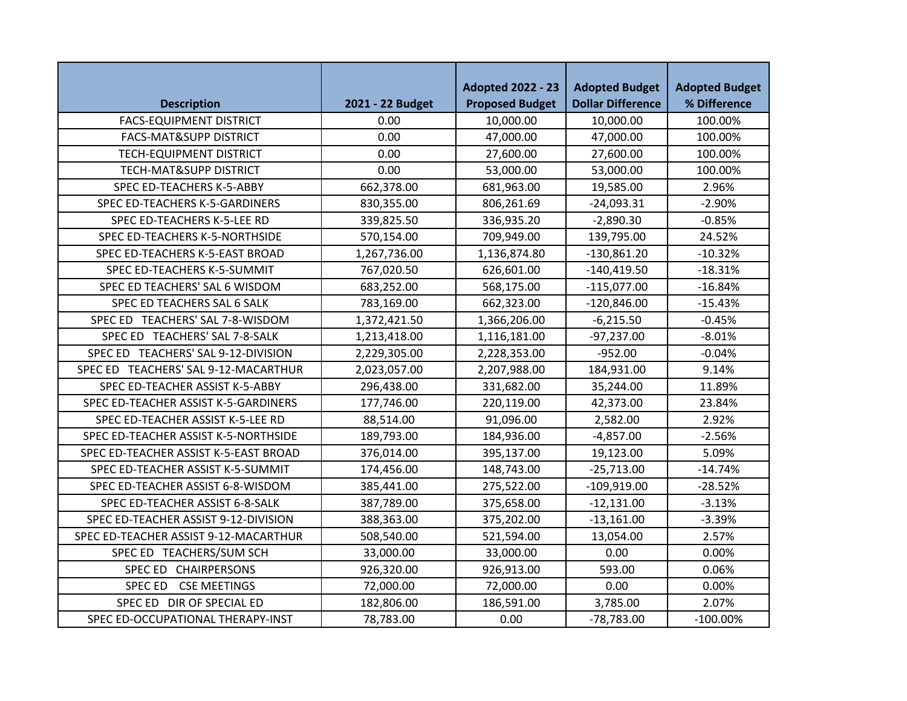| Description | 2021 - 22 Budget | Adopted 2022 - 23 Proposed Budget | Adopted Budget Dollar Difference | Adopted Budget % Difference |
|---|---|---|---|---|
| FACS-EQUIPMENT DISTRICT | 0.00 | 10,000.00 | 10,000.00 | 100.00% |
| FACS-MAT&SUPP DISTRICT | 0.00 | 47,000.00 | 47,000.00 | 100.00% |
| TECH-EQUIPMENT DISTRICT | 0.00 | 27,600.00 | 27,600.00 | 100.00% |
| TECH-MAT&SUPP DISTRICT | 0.00 | 53,000.00 | 53,000.00 | 100.00% |
| SPEC ED-TEACHERS K-5-ABBY | 662,378.00 | 681,963.00 | 19,585.00 | 2.96% |
| SPEC ED-TEACHERS K-5-GARDINERS | 830,355.00 | 806,261.69 | -24,093.31 | -2.90% |
| SPEC ED-TEACHERS K-5-LEE RD | 339,825.50 | 336,935.20 | -2,890.30 | -0.85% |
| SPEC ED-TEACHERS K-5-NORTHSIDE | 570,154.00 | 709,949.00 | 139,795.00 | 24.52% |
| SPEC ED-TEACHERS K-5-EAST BROAD | 1,267,736.00 | 1,136,874.80 | -130,861.20 | -10.32% |
| SPEC ED-TEACHERS K-5-SUMMIT | 767,020.50 | 626,601.00 | -140,419.50 | -18.31% |
| SPEC ED TEACHERS' SAL 6 WISDOM | 683,252.00 | 568,175.00 | -115,077.00 | -16.84% |
| SPEC ED TEACHERS SAL 6 SALK | 783,169.00 | 662,323.00 | -120,846.00 | -15.43% |
| SPEC ED TEACHERS' SAL 7-8-WISDOM | 1,372,421.50 | 1,366,206.00 | -6,215.50 | -0.45% |
| SPEC ED TEACHERS' SAL 7-8-SALK | 1,213,418.00 | 1,116,181.00 | -97,237.00 | -8.01% |
| SPEC ED TEACHERS' SAL 9-12-DIVISION | 2,229,305.00 | 2,228,353.00 | -952.00 | -0.04% |
| SPEC ED TEACHERS' SAL 9-12-MACARTHUR | 2,023,057.00 | 2,207,988.00 | 184,931.00 | 9.14% |
| SPEC ED-TEACHER ASSIST K-5-ABBY | 296,438.00 | 331,682.00 | 35,244.00 | 11.89% |
| SPEC ED-TEACHER ASSIST K-5-GARDINERS | 177,746.00 | 220,119.00 | 42,373.00 | 23.84% |
| SPEC ED-TEACHER ASSIST K-5-LEE RD | 88,514.00 | 91,096.00 | 2,582.00 | 2.92% |
| SPEC ED-TEACHER ASSIST K-5-NORTHSIDE | 189,793.00 | 184,936.00 | -4,857.00 | -2.56% |
| SPEC ED-TEACHER ASSIST K-5-EAST BROAD | 376,014.00 | 395,137.00 | 19,123.00 | 5.09% |
| SPEC ED-TEACHER ASSIST K-5-SUMMIT | 174,456.00 | 148,743.00 | -25,713.00 | -14.74% |
| SPEC ED-TEACHER ASSIST 6-8-WISDOM | 385,441.00 | 275,522.00 | -109,919.00 | -28.52% |
| SPEC ED-TEACHER ASSIST 6-8-SALK | 387,789.00 | 375,658.00 | -12,131.00 | -3.13% |
| SPEC ED-TEACHER ASSIST 9-12-DIVISION | 388,363.00 | 375,202.00 | -13,161.00 | -3.39% |
| SPEC ED-TEACHER ASSIST 9-12-MACARTHUR | 508,540.00 | 521,594.00 | 13,054.00 | 2.57% |
| SPEC ED TEACHERS/SUM SCH | 33,000.00 | 33,000.00 | 0.00 | 0.00% |
| SPEC ED CHAIRPERSONS | 926,320.00 | 926,913.00 | 593.00 | 0.06% |
| SPEC ED CSE MEETINGS | 72,000.00 | 72,000.00 | 0.00 | 0.00% |
| SPEC ED DIR OF SPECIAL ED | 182,806.00 | 186,591.00 | 3,785.00 | 2.07% |
| SPEC ED-OCCUPATIONAL THERAPY-INST | 78,783.00 | 0.00 | -78,783.00 | -100.00% |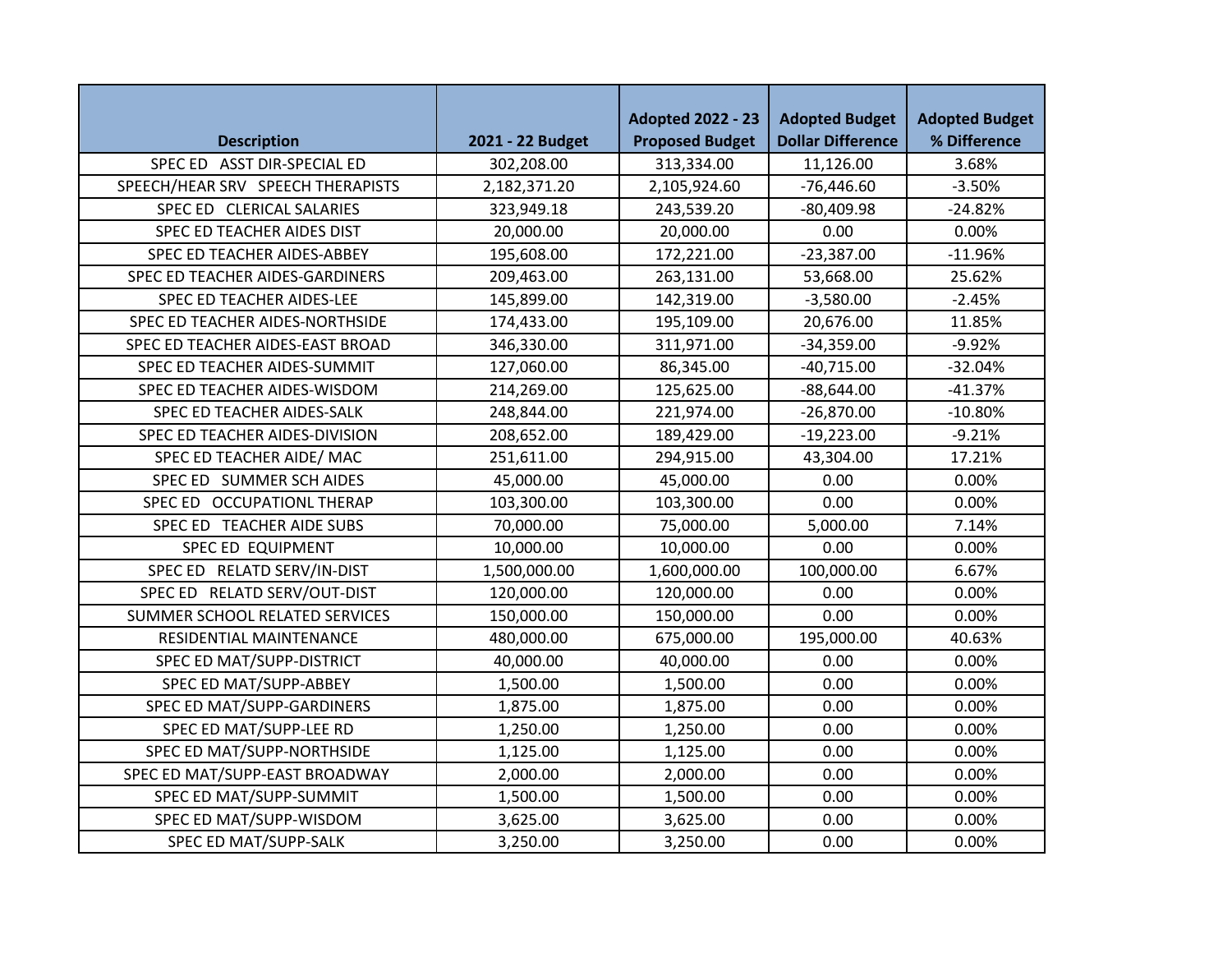| Description | 2021 - 22 Budget | Adopted 2022 - 23 Proposed Budget | Adopted Budget Dollar Difference | Adopted Budget % Difference |
|---|---|---|---|---|
| SPEC ED ASST DIR-SPECIAL ED | 302,208.00 | 313,334.00 | 11,126.00 | 3.68% |
| SPEECH/HEAR SRV SPEECH THERAPISTS | 2,182,371.20 | 2,105,924.60 | -76,446.60 | -3.50% |
| SPEC ED CLERICAL SALARIES | 323,949.18 | 243,539.20 | -80,409.98 | -24.82% |
| SPEC ED TEACHER AIDES DIST | 20,000.00 | 20,000.00 | 0.00 | 0.00% |
| SPEC ED TEACHER AIDES-ABBEY | 195,608.00 | 172,221.00 | -23,387.00 | -11.96% |
| SPEC ED TEACHER AIDES-GARDINERS | 209,463.00 | 263,131.00 | 53,668.00 | 25.62% |
| SPEC ED TEACHER AIDES-LEE | 145,899.00 | 142,319.00 | -3,580.00 | -2.45% |
| SPEC ED TEACHER AIDES-NORTHSIDE | 174,433.00 | 195,109.00 | 20,676.00 | 11.85% |
| SPEC ED TEACHER AIDES-EAST BROAD | 346,330.00 | 311,971.00 | -34,359.00 | -9.92% |
| SPEC ED TEACHER AIDES-SUMMIT | 127,060.00 | 86,345.00 | -40,715.00 | -32.04% |
| SPEC ED TEACHER AIDES-WISDOM | 214,269.00 | 125,625.00 | -88,644.00 | -41.37% |
| SPEC ED TEACHER AIDES-SALK | 248,844.00 | 221,974.00 | -26,870.00 | -10.80% |
| SPEC ED TEACHER AIDES-DIVISION | 208,652.00 | 189,429.00 | -19,223.00 | -9.21% |
| SPEC ED TEACHER AIDE/ MAC | 251,611.00 | 294,915.00 | 43,304.00 | 17.21% |
| SPEC ED SUMMER SCH AIDES | 45,000.00 | 45,000.00 | 0.00 | 0.00% |
| SPEC ED OCCUPATIONL THERAP | 103,300.00 | 103,300.00 | 0.00 | 0.00% |
| SPEC ED TEACHER AIDE SUBS | 70,000.00 | 75,000.00 | 5,000.00 | 7.14% |
| SPEC ED EQUIPMENT | 10,000.00 | 10,000.00 | 0.00 | 0.00% |
| SPEC ED RELATD SERV/IN-DIST | 1,500,000.00 | 1,600,000.00 | 100,000.00 | 6.67% |
| SPEC ED RELATD SERV/OUT-DIST | 120,000.00 | 120,000.00 | 0.00 | 0.00% |
| SUMMER SCHOOL RELATED SERVICES | 150,000.00 | 150,000.00 | 0.00 | 0.00% |
| RESIDENTIAL MAINTENANCE | 480,000.00 | 675,000.00 | 195,000.00 | 40.63% |
| SPEC ED MAT/SUPP-DISTRICT | 40,000.00 | 40,000.00 | 0.00 | 0.00% |
| SPEC ED MAT/SUPP-ABBEY | 1,500.00 | 1,500.00 | 0.00 | 0.00% |
| SPEC ED MAT/SUPP-GARDINERS | 1,875.00 | 1,875.00 | 0.00 | 0.00% |
| SPEC ED MAT/SUPP-LEE RD | 1,250.00 | 1,250.00 | 0.00 | 0.00% |
| SPEC ED MAT/SUPP-NORTHSIDE | 1,125.00 | 1,125.00 | 0.00 | 0.00% |
| SPEC ED MAT/SUPP-EAST BROADWAY | 2,000.00 | 2,000.00 | 0.00 | 0.00% |
| SPEC ED MAT/SUPP-SUMMIT | 1,500.00 | 1,500.00 | 0.00 | 0.00% |
| SPEC ED MAT/SUPP-WISDOM | 3,625.00 | 3,625.00 | 0.00 | 0.00% |
| SPEC ED MAT/SUPP-SALK | 3,250.00 | 3,250.00 | 0.00 | 0.00% |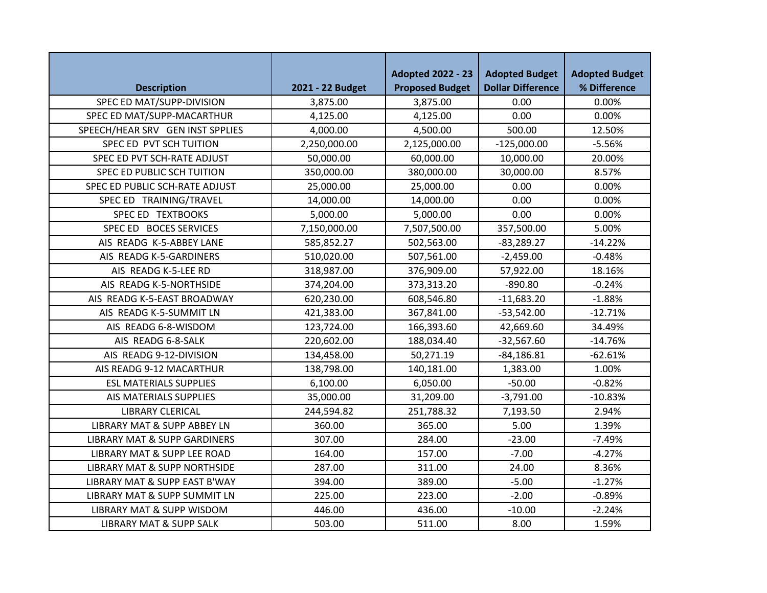| Description | 2021 - 22 Budget | Adopted 2022 - 23 Proposed Budget | Adopted Budget Dollar Difference | Adopted Budget % Difference |
|---|---|---|---|---|
| SPEC ED MAT/SUPP-DIVISION | 3,875.00 | 3,875.00 | 0.00 | 0.00% |
| SPEC ED MAT/SUPP-MACARTHUR | 4,125.00 | 4,125.00 | 0.00 | 0.00% |
| SPEECH/HEAR SRV GEN INST SPPLIES | 4,000.00 | 4,500.00 | 500.00 | 12.50% |
| SPEC ED PVT SCH TUITION | 2,250,000.00 | 2,125,000.00 | -125,000.00 | -5.56% |
| SPEC ED PVT SCH-RATE ADJUST | 50,000.00 | 60,000.00 | 10,000.00 | 20.00% |
| SPEC ED PUBLIC SCH TUITION | 350,000.00 | 380,000.00 | 30,000.00 | 8.57% |
| SPEC ED PUBLIC SCH-RATE ADJUST | 25,000.00 | 25,000.00 | 0.00 | 0.00% |
| SPEC ED TRAINING/TRAVEL | 14,000.00 | 14,000.00 | 0.00 | 0.00% |
| SPEC ED TEXTBOOKS | 5,000.00 | 5,000.00 | 0.00 | 0.00% |
| SPEC ED BOCES SERVICES | 7,150,000.00 | 7,507,500.00 | 357,500.00 | 5.00% |
| AIS READG K-5-ABBEY LANE | 585,852.27 | 502,563.00 | -83,289.27 | -14.22% |
| AIS READG K-5-GARDINERS | 510,020.00 | 507,561.00 | -2,459.00 | -0.48% |
| AIS READG K-5-LEE RD | 318,987.00 | 376,909.00 | 57,922.00 | 18.16% |
| AIS READG K-5-NORTHSIDE | 374,204.00 | 373,313.20 | -890.80 | -0.24% |
| AIS READG K-5-EAST BROADWAY | 620,230.00 | 608,546.80 | -11,683.20 | -1.88% |
| AIS READG K-5-SUMMIT LN | 421,383.00 | 367,841.00 | -53,542.00 | -12.71% |
| AIS READG 6-8-WISDOM | 123,724.00 | 166,393.60 | 42,669.60 | 34.49% |
| AIS READG 6-8-SALK | 220,602.00 | 188,034.40 | -32,567.60 | -14.76% |
| AIS READG 9-12-DIVISION | 134,458.00 | 50,271.19 | -84,186.81 | -62.61% |
| AIS READG 9-12 MACARTHUR | 138,798.00 | 140,181.00 | 1,383.00 | 1.00% |
| ESL MATERIALS SUPPLIES | 6,100.00 | 6,050.00 | -50.00 | -0.82% |
| AIS MATERIALS SUPPLIES | 35,000.00 | 31,209.00 | -3,791.00 | -10.83% |
| LIBRARY CLERICAL | 244,594.82 | 251,788.32 | 7,193.50 | 2.94% |
| LIBRARY MAT & SUPP ABBEY LN | 360.00 | 365.00 | 5.00 | 1.39% |
| LIBRARY MAT & SUPP GARDINERS | 307.00 | 284.00 | -23.00 | -7.49% |
| LIBRARY MAT & SUPP LEE ROAD | 164.00 | 157.00 | -7.00 | -4.27% |
| LIBRARY MAT & SUPP NORTHSIDE | 287.00 | 311.00 | 24.00 | 8.36% |
| LIBRARY MAT & SUPP EAST B'WAY | 394.00 | 389.00 | -5.00 | -1.27% |
| LIBRARY MAT & SUPP SUMMIT LN | 225.00 | 223.00 | -2.00 | -0.89% |
| LIBRARY MAT & SUPP WISDOM | 446.00 | 436.00 | -10.00 | -2.24% |
| LIBRARY MAT & SUPP SALK | 503.00 | 511.00 | 8.00 | 1.59% |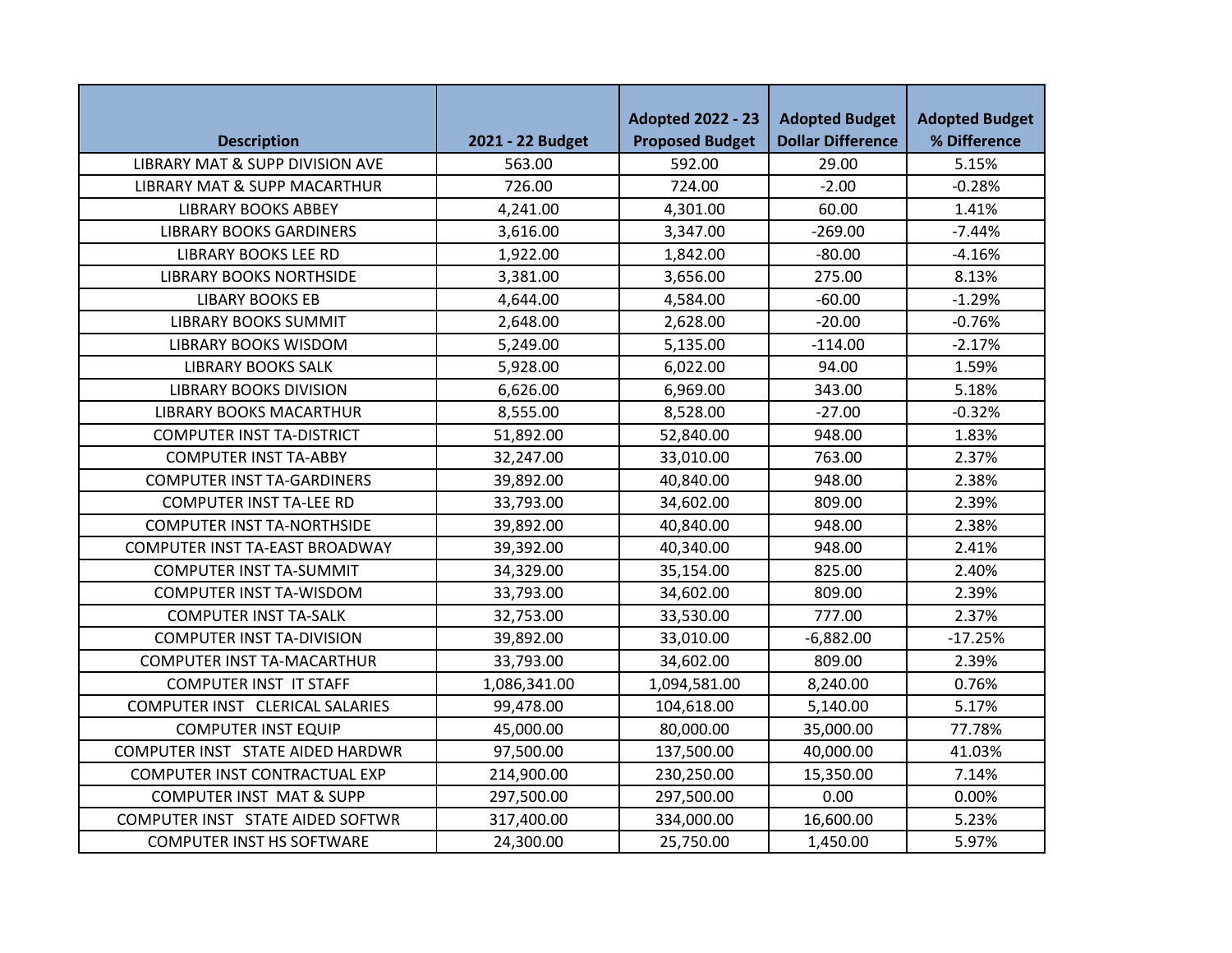| Description | 2021 - 22 Budget | Adopted 2022 - 23 Proposed Budget | Adopted Budget Dollar Difference | Adopted Budget % Difference |
|---|---|---|---|---|
| LIBRARY MAT & SUPP DIVISION AVE | 563.00 | 592.00 | 29.00 | 5.15% |
| LIBRARY MAT & SUPP MACARTHUR | 726.00 | 724.00 | -2.00 | -0.28% |
| LIBRARY BOOKS ABBEY | 4,241.00 | 4,301.00 | 60.00 | 1.41% |
| LIBRARY BOOKS GARDINERS | 3,616.00 | 3,347.00 | -269.00 | -7.44% |
| LIBRARY BOOKS LEE RD | 1,922.00 | 1,842.00 | -80.00 | -4.16% |
| LIBRARY BOOKS NORTHSIDE | 3,381.00 | 3,656.00 | 275.00 | 8.13% |
| LIBARY BOOKS EB | 4,644.00 | 4,584.00 | -60.00 | -1.29% |
| LIBRARY BOOKS SUMMIT | 2,648.00 | 2,628.00 | -20.00 | -0.76% |
| LIBRARY BOOKS WISDOM | 5,249.00 | 5,135.00 | -114.00 | -2.17% |
| LIBRARY BOOKS SALK | 5,928.00 | 6,022.00 | 94.00 | 1.59% |
| LIBRARY BOOKS DIVISION | 6,626.00 | 6,969.00 | 343.00 | 5.18% |
| LIBRARY BOOKS MACARTHUR | 8,555.00 | 8,528.00 | -27.00 | -0.32% |
| COMPUTER INST TA-DISTRICT | 51,892.00 | 52,840.00 | 948.00 | 1.83% |
| COMPUTER INST TA-ABBY | 32,247.00 | 33,010.00 | 763.00 | 2.37% |
| COMPUTER INST TA-GARDINERS | 39,892.00 | 40,840.00 | 948.00 | 2.38% |
| COMPUTER INST TA-LEE RD | 33,793.00 | 34,602.00 | 809.00 | 2.39% |
| COMPUTER INST TA-NORTHSIDE | 39,892.00 | 40,840.00 | 948.00 | 2.38% |
| COMPUTER INST TA-EAST BROADWAY | 39,392.00 | 40,340.00 | 948.00 | 2.41% |
| COMPUTER INST TA-SUMMIT | 34,329.00 | 35,154.00 | 825.00 | 2.40% |
| COMPUTER INST TA-WISDOM | 33,793.00 | 34,602.00 | 809.00 | 2.39% |
| COMPUTER INST TA-SALK | 32,753.00 | 33,530.00 | 777.00 | 2.37% |
| COMPUTER INST TA-DIVISION | 39,892.00 | 33,010.00 | -6,882.00 | -17.25% |
| COMPUTER INST TA-MACARTHUR | 33,793.00 | 34,602.00 | 809.00 | 2.39% |
| COMPUTER INST IT STAFF | 1,086,341.00 | 1,094,581.00 | 8,240.00 | 0.76% |
| COMPUTER INST CLERICAL SALARIES | 99,478.00 | 104,618.00 | 5,140.00 | 5.17% |
| COMPUTER INST EQUIP | 45,000.00 | 80,000.00 | 35,000.00 | 77.78% |
| COMPUTER INST STATE AIDED HARDWR | 97,500.00 | 137,500.00 | 40,000.00 | 41.03% |
| COMPUTER INST CONTRACTUAL EXP | 214,900.00 | 230,250.00 | 15,350.00 | 7.14% |
| COMPUTER INST MAT & SUPP | 297,500.00 | 297,500.00 | 0.00 | 0.00% |
| COMPUTER INST STATE AIDED SOFTWR | 317,400.00 | 334,000.00 | 16,600.00 | 5.23% |
| COMPUTER INST HS SOFTWARE | 24,300.00 | 25,750.00 | 1,450.00 | 5.97% |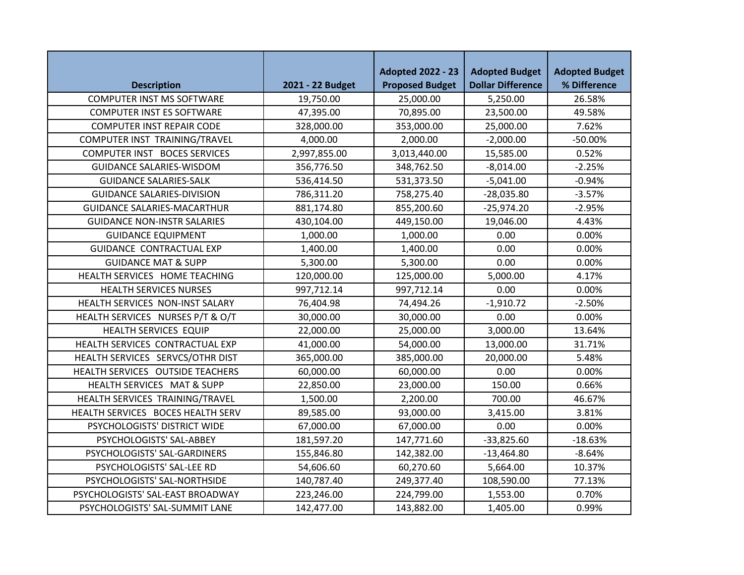| Description | 2021 - 22 Budget | Adopted 2022 - 23 Proposed Budget | Adopted Budget Dollar Difference | Adopted Budget % Difference |
|---|---|---|---|---|
| COMPUTER INST MS SOFTWARE | 19,750.00 | 25,000.00 | 5,250.00 | 26.58% |
| COMPUTER INST ES SOFTWARE | 47,395.00 | 70,895.00 | 23,500.00 | 49.58% |
| COMPUTER INST REPAIR CODE | 328,000.00 | 353,000.00 | 25,000.00 | 7.62% |
| COMPUTER INST TRAINING/TRAVEL | 4,000.00 | 2,000.00 | -2,000.00 | -50.00% |
| COMPUTER INST BOCES SERVICES | 2,997,855.00 | 3,013,440.00 | 15,585.00 | 0.52% |
| GUIDANCE SALARIES-WISDOM | 356,776.50 | 348,762.50 | -8,014.00 | -2.25% |
| GUIDANCE SALARIES-SALK | 536,414.50 | 531,373.50 | -5,041.00 | -0.94% |
| GUIDANCE SALARIES-DIVISION | 786,311.20 | 758,275.40 | -28,035.80 | -3.57% |
| GUIDANCE SALARIES-MACARTHUR | 881,174.80 | 855,200.60 | -25,974.20 | -2.95% |
| GUIDANCE NON-INSTR SALARIES | 430,104.00 | 449,150.00 | 19,046.00 | 4.43% |
| GUIDANCE EQUIPMENT | 1,000.00 | 1,000.00 | 0.00 | 0.00% |
| GUIDANCE CONTRACTUAL EXP | 1,400.00 | 1,400.00 | 0.00 | 0.00% |
| GUIDANCE MAT & SUPP | 5,300.00 | 5,300.00 | 0.00 | 0.00% |
| HEALTH SERVICES HOME TEACHING | 120,000.00 | 125,000.00 | 5,000.00 | 4.17% |
| HEALTH SERVICES NURSES | 997,712.14 | 997,712.14 | 0.00 | 0.00% |
| HEALTH SERVICES NON-INST SALARY | 76,404.98 | 74,494.26 | -1,910.72 | -2.50% |
| HEALTH SERVICES NURSES P/T & O/T | 30,000.00 | 30,000.00 | 0.00 | 0.00% |
| HEALTH SERVICES EQUIP | 22,000.00 | 25,000.00 | 3,000.00 | 13.64% |
| HEALTH SERVICES CONTRACTUAL EXP | 41,000.00 | 54,000.00 | 13,000.00 | 31.71% |
| HEALTH SERVICES SERVCS/OTHR DIST | 365,000.00 | 385,000.00 | 20,000.00 | 5.48% |
| HEALTH SERVICES OUTSIDE TEACHERS | 60,000.00 | 60,000.00 | 0.00 | 0.00% |
| HEALTH SERVICES MAT & SUPP | 22,850.00 | 23,000.00 | 150.00 | 0.66% |
| HEALTH SERVICES TRAINING/TRAVEL | 1,500.00 | 2,200.00 | 700.00 | 46.67% |
| HEALTH SERVICES BOCES HEALTH SERV | 89,585.00 | 93,000.00 | 3,415.00 | 3.81% |
| PSYCHOLOGISTS' DISTRICT WIDE | 67,000.00 | 67,000.00 | 0.00 | 0.00% |
| PSYCHOLOGISTS' SAL-ABBEY | 181,597.20 | 147,771.60 | -33,825.60 | -18.63% |
| PSYCHOLOGISTS' SAL-GARDINERS | 155,846.80 | 142,382.00 | -13,464.80 | -8.64% |
| PSYCHOLOGISTS' SAL-LEE RD | 54,606.60 | 60,270.60 | 5,664.00 | 10.37% |
| PSYCHOLOGISTS' SAL-NORTHSIDE | 140,787.40 | 249,377.40 | 108,590.00 | 77.13% |
| PSYCHOLOGISTS' SAL-EAST BROADWAY | 223,246.00 | 224,799.00 | 1,553.00 | 0.70% |
| PSYCHOLOGISTS' SAL-SUMMIT LANE | 142,477.00 | 143,882.00 | 1,405.00 | 0.99% |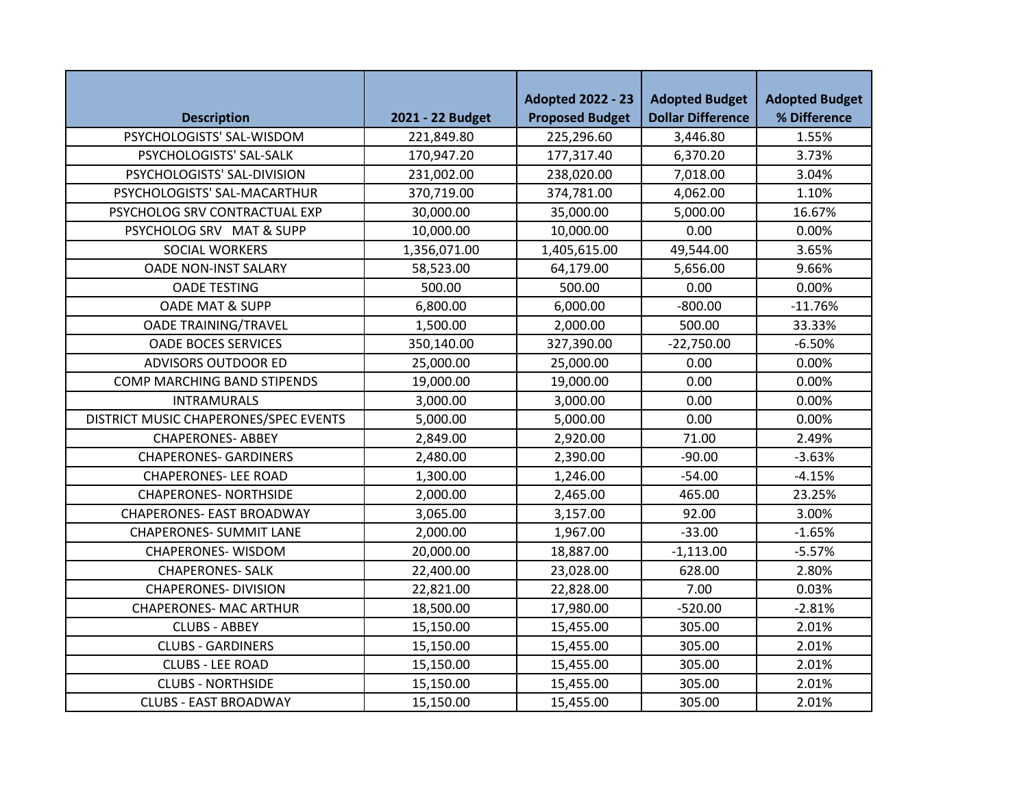| Description | 2021 - 22 Budget | Adopted 2022 - 23 Proposed Budget | Adopted Budget Dollar Difference | Adopted Budget % Difference |
|---|---|---|---|---|
| PSYCHOLOGISTS' SAL-WISDOM | 221,849.80 | 225,296.60 | 3,446.80 | 1.55% |
| PSYCHOLOGISTS' SAL-SALK | 170,947.20 | 177,317.40 | 6,370.20 | 3.73% |
| PSYCHOLOGISTS' SAL-DIVISION | 231,002.00 | 238,020.00 | 7,018.00 | 3.04% |
| PSYCHOLOGISTS' SAL-MACARTHUR | 370,719.00 | 374,781.00 | 4,062.00 | 1.10% |
| PSYCHOLOG SRV CONTRACTUAL EXP | 30,000.00 | 35,000.00 | 5,000.00 | 16.67% |
| PSYCHOLOG SRV MAT & SUPP | 10,000.00 | 10,000.00 | 0.00 | 0.00% |
| SOCIAL WORKERS | 1,356,071.00 | 1,405,615.00 | 49,544.00 | 3.65% |
| OADE NON-INST SALARY | 58,523.00 | 64,179.00 | 5,656.00 | 9.66% |
| OADE TESTING | 500.00 | 500.00 | 0.00 | 0.00% |
| OADE MAT & SUPP | 6,800.00 | 6,000.00 | -800.00 | -11.76% |
| OADE TRAINING/TRAVEL | 1,500.00 | 2,000.00 | 500.00 | 33.33% |
| OADE BOCES SERVICES | 350,140.00 | 327,390.00 | -22,750.00 | -6.50% |
| ADVISORS OUTDOOR ED | 25,000.00 | 25,000.00 | 0.00 | 0.00% |
| COMP MARCHING BAND STIPENDS | 19,000.00 | 19,000.00 | 0.00 | 0.00% |
| INTRAMURALS | 3,000.00 | 3,000.00 | 0.00 | 0.00% |
| DISTRICT MUSIC CHAPERONES/SPEC EVENTS | 5,000.00 | 5,000.00 | 0.00 | 0.00% |
| CHAPERONES- ABBEY | 2,849.00 | 2,920.00 | 71.00 | 2.49% |
| CHAPERONES- GARDINERS | 2,480.00 | 2,390.00 | -90.00 | -3.63% |
| CHAPERONES- LEE ROAD | 1,300.00 | 1,246.00 | -54.00 | -4.15% |
| CHAPERONES- NORTHSIDE | 2,000.00 | 2,465.00 | 465.00 | 23.25% |
| CHAPERONES- EAST BROADWAY | 3,065.00 | 3,157.00 | 92.00 | 3.00% |
| CHAPERONES- SUMMIT LANE | 2,000.00 | 1,967.00 | -33.00 | -1.65% |
| CHAPERONES- WISDOM | 20,000.00 | 18,887.00 | -1,113.00 | -5.57% |
| CHAPERONES- SALK | 22,400.00 | 23,028.00 | 628.00 | 2.80% |
| CHAPERONES- DIVISION | 22,821.00 | 22,828.00 | 7.00 | 0.03% |
| CHAPERONES- MAC ARTHUR | 18,500.00 | 17,980.00 | -520.00 | -2.81% |
| CLUBS - ABBEY | 15,150.00 | 15,455.00 | 305.00 | 2.01% |
| CLUBS - GARDINERS | 15,150.00 | 15,455.00 | 305.00 | 2.01% |
| CLUBS - LEE ROAD | 15,150.00 | 15,455.00 | 305.00 | 2.01% |
| CLUBS - NORTHSIDE | 15,150.00 | 15,455.00 | 305.00 | 2.01% |
| CLUBS - EAST BROADWAY | 15,150.00 | 15,455.00 | 305.00 | 2.01% |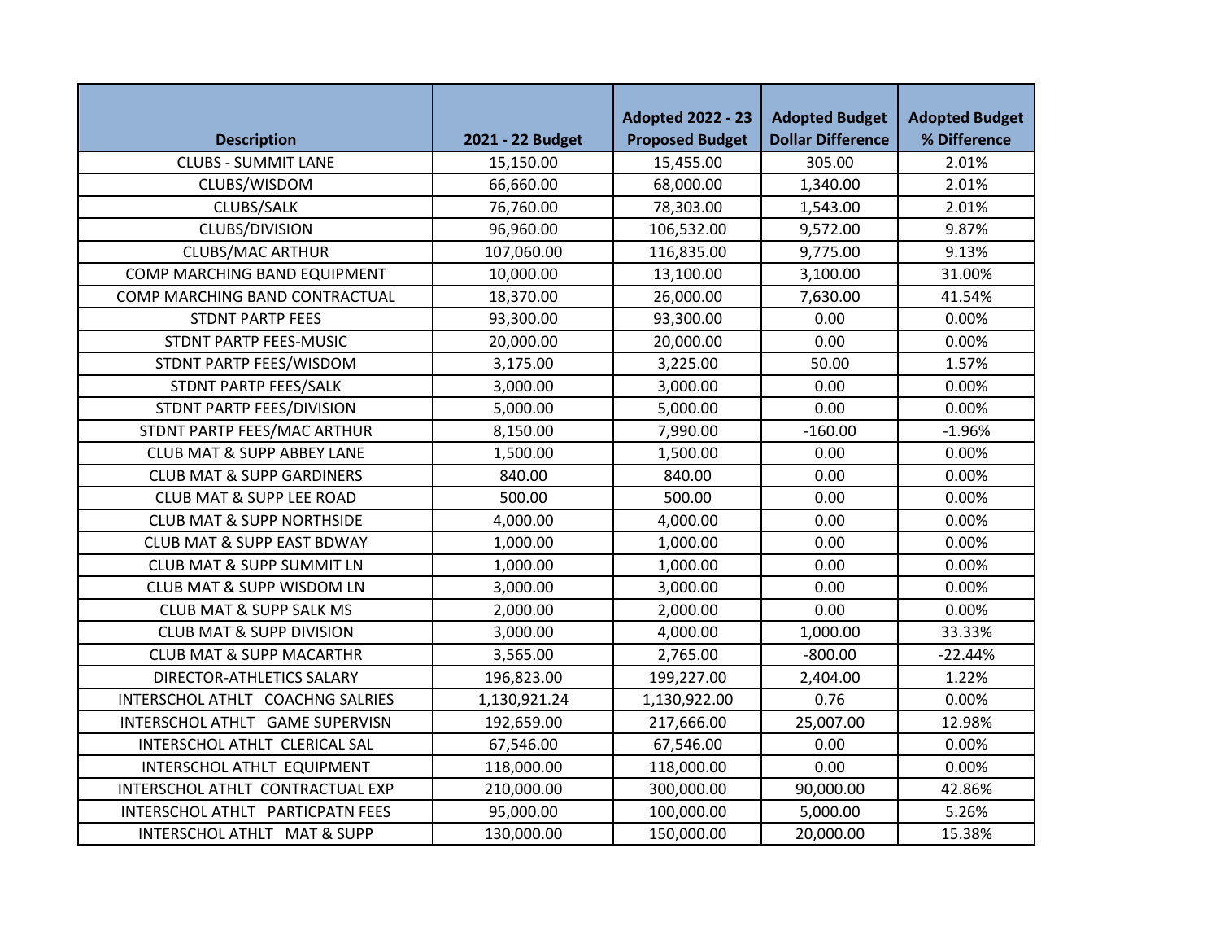| Description | 2021 - 22 Budget | Adopted 2022 - 23 Proposed Budget | Adopted Budget Dollar Difference | Adopted Budget % Difference |
|---|---|---|---|---|
| CLUBS - SUMMIT LANE | 15,150.00 | 15,455.00 | 305.00 | 2.01% |
| CLUBS/WISDOM | 66,660.00 | 68,000.00 | 1,340.00 | 2.01% |
| CLUBS/SALK | 76,760.00 | 78,303.00 | 1,543.00 | 2.01% |
| CLUBS/DIVISION | 96,960.00 | 106,532.00 | 9,572.00 | 9.87% |
| CLUBS/MAC ARTHUR | 107,060.00 | 116,835.00 | 9,775.00 | 9.13% |
| COMP MARCHING BAND EQUIPMENT | 10,000.00 | 13,100.00 | 3,100.00 | 31.00% |
| COMP MARCHING BAND CONTRACTUAL | 18,370.00 | 26,000.00 | 7,630.00 | 41.54% |
| STDNT PARTP FEES | 93,300.00 | 93,300.00 | 0.00 | 0.00% |
| STDNT PARTP FEES-MUSIC | 20,000.00 | 20,000.00 | 0.00 | 0.00% |
| STDNT PARTP FEES/WISDOM | 3,175.00 | 3,225.00 | 50.00 | 1.57% |
| STDNT PARTP FEES/SALK | 3,000.00 | 3,000.00 | 0.00 | 0.00% |
| STDNT PARTP FEES/DIVISION | 5,000.00 | 5,000.00 | 0.00 | 0.00% |
| STDNT PARTP FEES/MAC ARTHUR | 8,150.00 | 7,990.00 | -160.00 | -1.96% |
| CLUB MAT & SUPP ABBEY LANE | 1,500.00 | 1,500.00 | 0.00 | 0.00% |
| CLUB MAT & SUPP GARDINERS | 840.00 | 840.00 | 0.00 | 0.00% |
| CLUB MAT & SUPP LEE ROAD | 500.00 | 500.00 | 0.00 | 0.00% |
| CLUB MAT & SUPP NORTHSIDE | 4,000.00 | 4,000.00 | 0.00 | 0.00% |
| CLUB MAT & SUPP EAST BDWAY | 1,000.00 | 1,000.00 | 0.00 | 0.00% |
| CLUB MAT & SUPP SUMMIT LN | 1,000.00 | 1,000.00 | 0.00 | 0.00% |
| CLUB MAT & SUPP WISDOM LN | 3,000.00 | 3,000.00 | 0.00 | 0.00% |
| CLUB MAT & SUPP SALK MS | 2,000.00 | 2,000.00 | 0.00 | 0.00% |
| CLUB MAT & SUPP DIVISION | 3,000.00 | 4,000.00 | 1,000.00 | 33.33% |
| CLUB MAT & SUPP MACARTHR | 3,565.00 | 2,765.00 | -800.00 | -22.44% |
| DIRECTOR-ATHLETICS SALARY | 196,823.00 | 199,227.00 | 2,404.00 | 1.22% |
| INTERSCHOL ATHLT COACHNG SALRIES | 1,130,921.24 | 1,130,922.00 | 0.76 | 0.00% |
| INTERSCHOL ATHLT GAME SUPERVISN | 192,659.00 | 217,666.00 | 25,007.00 | 12.98% |
| INTERSCHOL ATHLT CLERICAL SAL | 67,546.00 | 67,546.00 | 0.00 | 0.00% |
| INTERSCHOL ATHLT EQUIPMENT | 118,000.00 | 118,000.00 | 0.00 | 0.00% |
| INTERSCHOL ATHLT CONTRACTUAL EXP | 210,000.00 | 300,000.00 | 90,000.00 | 42.86% |
| INTERSCHOL ATHLT PARTICPATN FEES | 95,000.00 | 100,000.00 | 5,000.00 | 5.26% |
| INTERSCHOL ATHLT MAT & SUPP | 130,000.00 | 150,000.00 | 20,000.00 | 15.38% |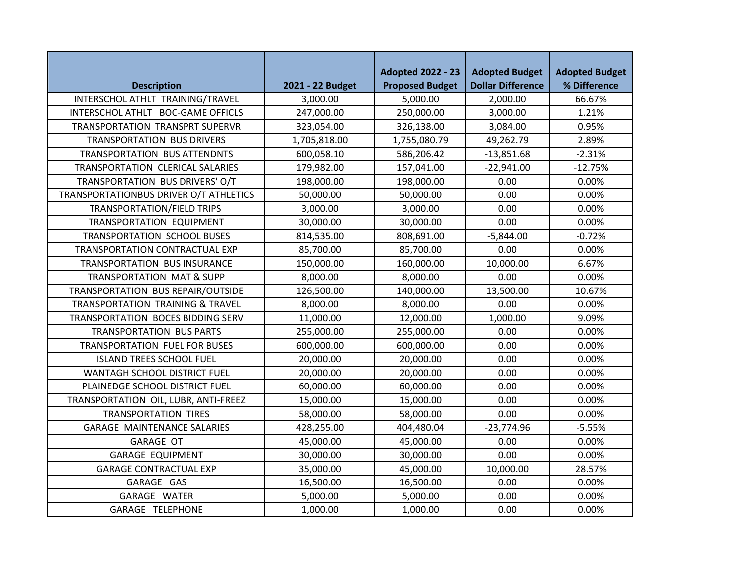| Description | 2021 - 22 Budget | Adopted 2022 - 23 Proposed Budget | Adopted Budget Dollar Difference | Adopted Budget % Difference |
|---|---|---|---|---|
| INTERSCHOL ATHLT TRAINING/TRAVEL | 3,000.00 | 5,000.00 | 2,000.00 | 66.67% |
| INTERSCHOL ATHLT BOC-GAME OFFICLS | 247,000.00 | 250,000.00 | 3,000.00 | 1.21% |
| TRANSPORTATION TRANSPRT SUPERVR | 323,054.00 | 326,138.00 | 3,084.00 | 0.95% |
| TRANSPORTATION BUS DRIVERS | 1,705,818.00 | 1,755,080.79 | 49,262.79 | 2.89% |
| TRANSPORTATION BUS ATTENDNTS | 600,058.10 | 586,206.42 | -13,851.68 | -2.31% |
| TRANSPORTATION CLERICAL SALARIES | 179,982.00 | 157,041.00 | -22,941.00 | -12.75% |
| TRANSPORTATION BUS DRIVERS' O/T | 198,000.00 | 198,000.00 | 0.00 | 0.00% |
| TRANSPORTATIONBUS DRIVER O/T ATHLETICS | 50,000.00 | 50,000.00 | 0.00 | 0.00% |
| TRANSPORTATION/FIELD TRIPS | 3,000.00 | 3,000.00 | 0.00 | 0.00% |
| TRANSPORTATION EQUIPMENT | 30,000.00 | 30,000.00 | 0.00 | 0.00% |
| TRANSPORTATION SCHOOL BUSES | 814,535.00 | 808,691.00 | -5,844.00 | -0.72% |
| TRANSPORTATION CONTRACTUAL EXP | 85,700.00 | 85,700.00 | 0.00 | 0.00% |
| TRANSPORTATION BUS INSURANCE | 150,000.00 | 160,000.00 | 10,000.00 | 6.67% |
| TRANSPORTATION MAT & SUPP | 8,000.00 | 8,000.00 | 0.00 | 0.00% |
| TRANSPORTATION BUS REPAIR/OUTSIDE | 126,500.00 | 140,000.00 | 13,500.00 | 10.67% |
| TRANSPORTATION TRAINING & TRAVEL | 8,000.00 | 8,000.00 | 0.00 | 0.00% |
| TRANSPORTATION BOCES BIDDING SERV | 11,000.00 | 12,000.00 | 1,000.00 | 9.09% |
| TRANSPORTATION BUS PARTS | 255,000.00 | 255,000.00 | 0.00 | 0.00% |
| TRANSPORTATION FUEL FOR BUSES | 600,000.00 | 600,000.00 | 0.00 | 0.00% |
| ISLAND TREES SCHOOL FUEL | 20,000.00 | 20,000.00 | 0.00 | 0.00% |
| WANTAGH SCHOOL DISTRICT FUEL | 20,000.00 | 20,000.00 | 0.00 | 0.00% |
| PLAINEDGE SCHOOL DISTRICT FUEL | 60,000.00 | 60,000.00 | 0.00 | 0.00% |
| TRANSPORTATION OIL, LUBR, ANTI-FREEZ | 15,000.00 | 15,000.00 | 0.00 | 0.00% |
| TRANSPORTATION TIRES | 58,000.00 | 58,000.00 | 0.00 | 0.00% |
| GARAGE MAINTENANCE SALARIES | 428,255.00 | 404,480.04 | -23,774.96 | -5.55% |
| GARAGE OT | 45,000.00 | 45,000.00 | 0.00 | 0.00% |
| GARAGE EQUIPMENT | 30,000.00 | 30,000.00 | 0.00 | 0.00% |
| GARAGE CONTRACTUAL EXP | 35,000.00 | 45,000.00 | 10,000.00 | 28.57% |
| GARAGE GAS | 16,500.00 | 16,500.00 | 0.00 | 0.00% |
| GARAGE WATER | 5,000.00 | 5,000.00 | 0.00 | 0.00% |
| GARAGE TELEPHONE | 1,000.00 | 1,000.00 | 0.00 | 0.00% |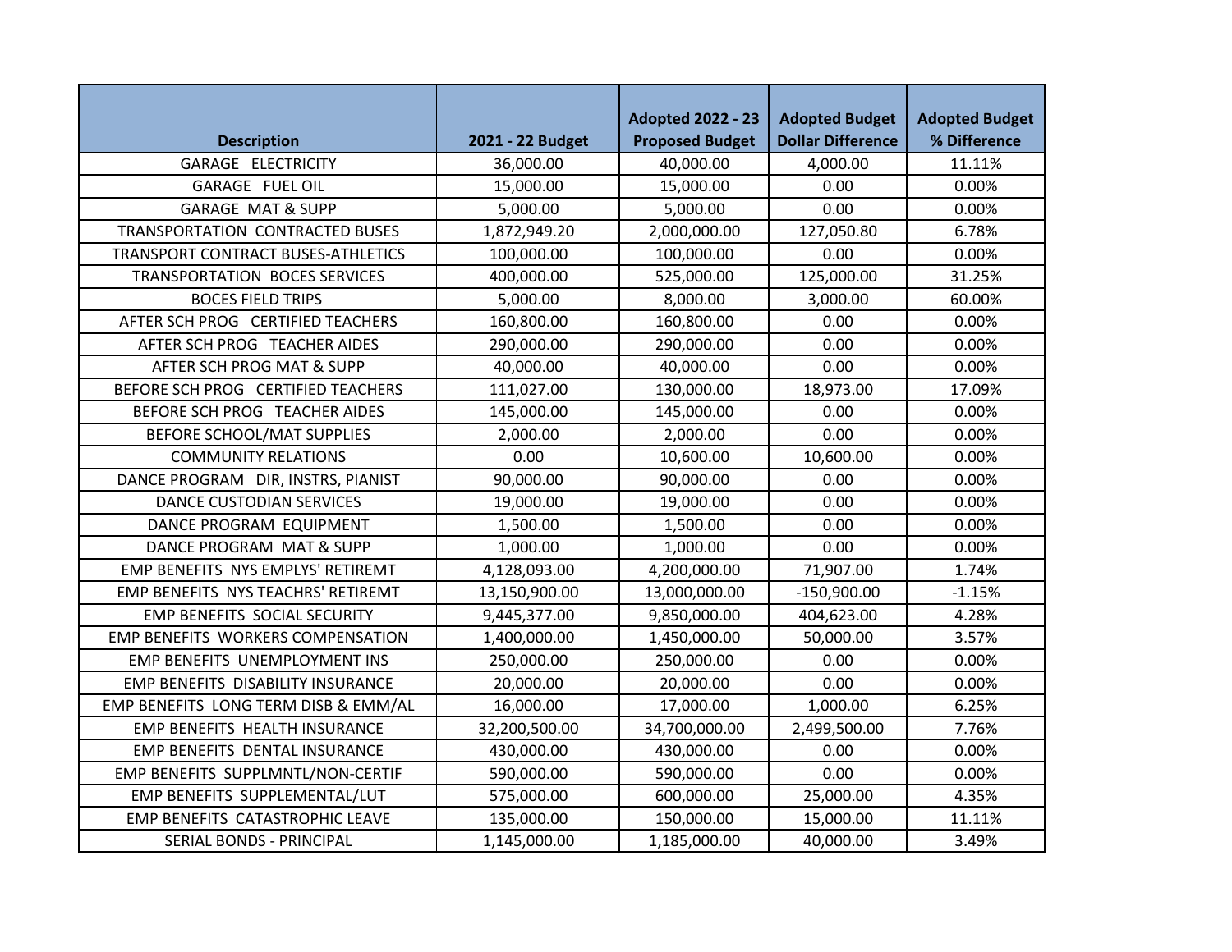| Description | 2021 - 22 Budget | Adopted 2022 - 23 Proposed Budget | Adopted Budget Dollar Difference | Adopted Budget % Difference |
| --- | --- | --- | --- | --- |
| GARAGE ELECTRICITY | 36,000.00 | 40,000.00 | 4,000.00 | 11.11% |
| GARAGE FUEL OIL | 15,000.00 | 15,000.00 | 0.00 | 0.00% |
| GARAGE MAT & SUPP | 5,000.00 | 5,000.00 | 0.00 | 0.00% |
| TRANSPORTATION CONTRACTED BUSES | 1,872,949.20 | 2,000,000.00 | 127,050.80 | 6.78% |
| TRANSPORT CONTRACT BUSES-ATHLETICS | 100,000.00 | 100,000.00 | 0.00 | 0.00% |
| TRANSPORTATION BOCES SERVICES | 400,000.00 | 525,000.00 | 125,000.00 | 31.25% |
| BOCES FIELD TRIPS | 5,000.00 | 8,000.00 | 3,000.00 | 60.00% |
| AFTER SCH PROG CERTIFIED TEACHERS | 160,800.00 | 160,800.00 | 0.00 | 0.00% |
| AFTER SCH PROG TEACHER AIDES | 290,000.00 | 290,000.00 | 0.00 | 0.00% |
| AFTER SCH PROG MAT & SUPP | 40,000.00 | 40,000.00 | 0.00 | 0.00% |
| BEFORE SCH PROG CERTIFIED TEACHERS | 111,027.00 | 130,000.00 | 18,973.00 | 17.09% |
| BEFORE SCH PROG TEACHER AIDES | 145,000.00 | 145,000.00 | 0.00 | 0.00% |
| BEFORE SCHOOL/MAT SUPPLIES | 2,000.00 | 2,000.00 | 0.00 | 0.00% |
| COMMUNITY RELATIONS | 0.00 | 10,600.00 | 10,600.00 | 0.00% |
| DANCE PROGRAM DIR, INSTRS, PIANIST | 90,000.00 | 90,000.00 | 0.00 | 0.00% |
| DANCE CUSTODIAN SERVICES | 19,000.00 | 19,000.00 | 0.00 | 0.00% |
| DANCE PROGRAM EQUIPMENT | 1,500.00 | 1,500.00 | 0.00 | 0.00% |
| DANCE PROGRAM MAT & SUPP | 1,000.00 | 1,000.00 | 0.00 | 0.00% |
| EMP BENEFITS NYS EMPLYS' RETIREMT | 4,128,093.00 | 4,200,000.00 | 71,907.00 | 1.74% |
| EMP BENEFITS NYS TEACHRS' RETIREMT | 13,150,900.00 | 13,000,000.00 | -150,900.00 | -1.15% |
| EMP BENEFITS SOCIAL SECURITY | 9,445,377.00 | 9,850,000.00 | 404,623.00 | 4.28% |
| EMP BENEFITS WORKERS COMPENSATION | 1,400,000.00 | 1,450,000.00 | 50,000.00 | 3.57% |
| EMP BENEFITS UNEMPLOYMENT INS | 250,000.00 | 250,000.00 | 0.00 | 0.00% |
| EMP BENEFITS DISABILITY INSURANCE | 20,000.00 | 20,000.00 | 0.00 | 0.00% |
| EMP BENEFITS LONG TERM DISB & EMM/AL | 16,000.00 | 17,000.00 | 1,000.00 | 6.25% |
| EMP BENEFITS HEALTH INSURANCE | 32,200,500.00 | 34,700,000.00 | 2,499,500.00 | 7.76% |
| EMP BENEFITS DENTAL INSURANCE | 430,000.00 | 430,000.00 | 0.00 | 0.00% |
| EMP BENEFITS SUPPLMNTL/NON-CERTIF | 590,000.00 | 590,000.00 | 0.00 | 0.00% |
| EMP BENEFITS SUPPLEMENTAL/LUT | 575,000.00 | 600,000.00 | 25,000.00 | 4.35% |
| EMP BENEFITS CATASTROPHIC LEAVE | 135,000.00 | 150,000.00 | 15,000.00 | 11.11% |
| SERIAL BONDS - PRINCIPAL | 1,145,000.00 | 1,185,000.00 | 40,000.00 | 3.49% |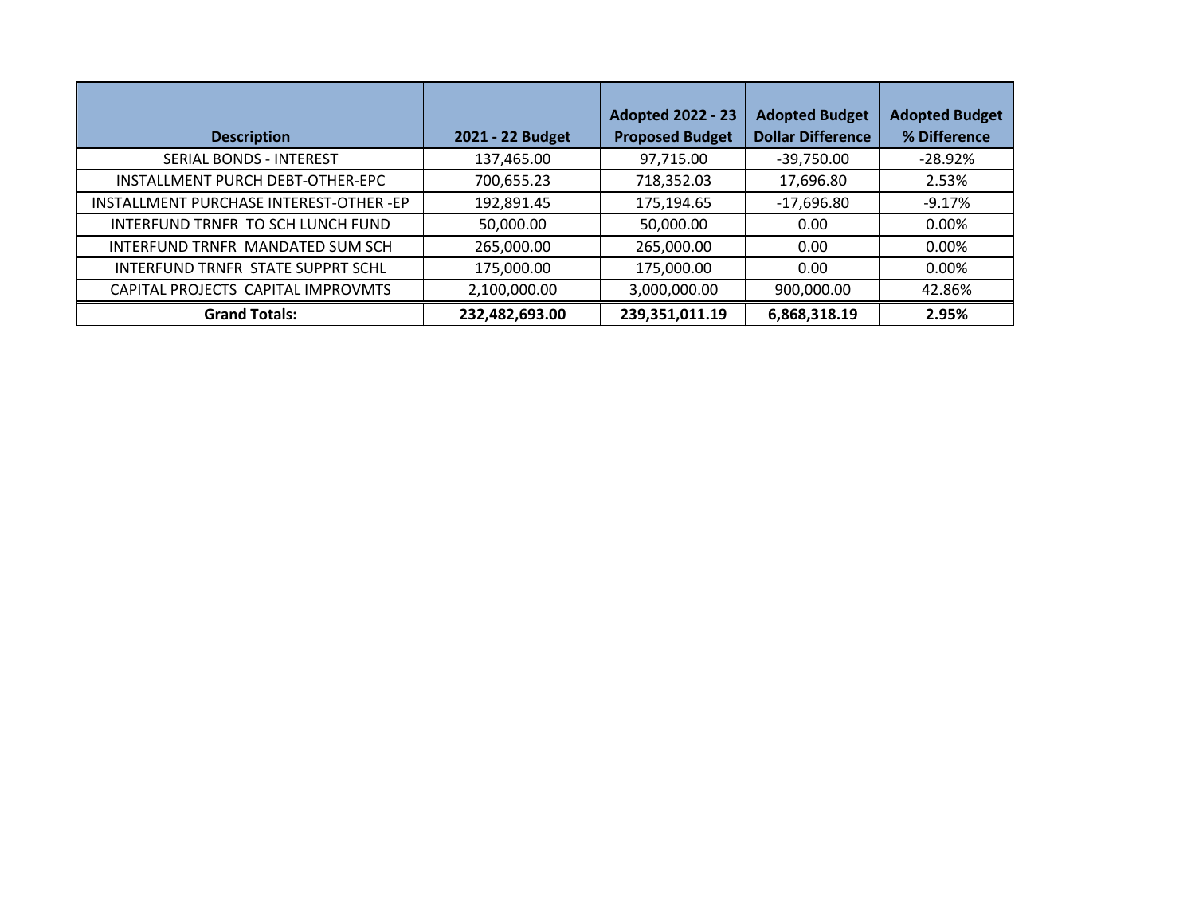| Description | 2021 - 22 Budget | Adopted 2022 - 23 Proposed Budget | Adopted Budget Dollar Difference | Adopted Budget % Difference |
|---|---|---|---|---|
| SERIAL BONDS - INTEREST | 137,465.00 | 97,715.00 | -39,750.00 | -28.92% |
| INSTALLMENT PURCH DEBT-OTHER-EPC | 700,655.23 | 718,352.03 | 17,696.80 | 2.53% |
| INSTALLMENT PURCHASE INTEREST-OTHER -EP | 192,891.45 | 175,194.65 | -17,696.80 | -9.17% |
| INTERFUND TRNFR TO SCH LUNCH FUND | 50,000.00 | 50,000.00 | 0.00 | 0.00% |
| INTERFUND TRNFR MANDATED SUM SCH | 265,000.00 | 265,000.00 | 0.00 | 0.00% |
| INTERFUND TRNFR STATE SUPPRT SCHL | 175,000.00 | 175,000.00 | 0.00 | 0.00% |
| CAPITAL PROJECTS CAPITAL IMPROVMTS | 2,100,000.00 | 3,000,000.00 | 900,000.00 | 42.86% |
| **Grand Totals:** | **232,482,693.00** | **239,351,011.19** | **6,868,318.19** | **2.95%** |